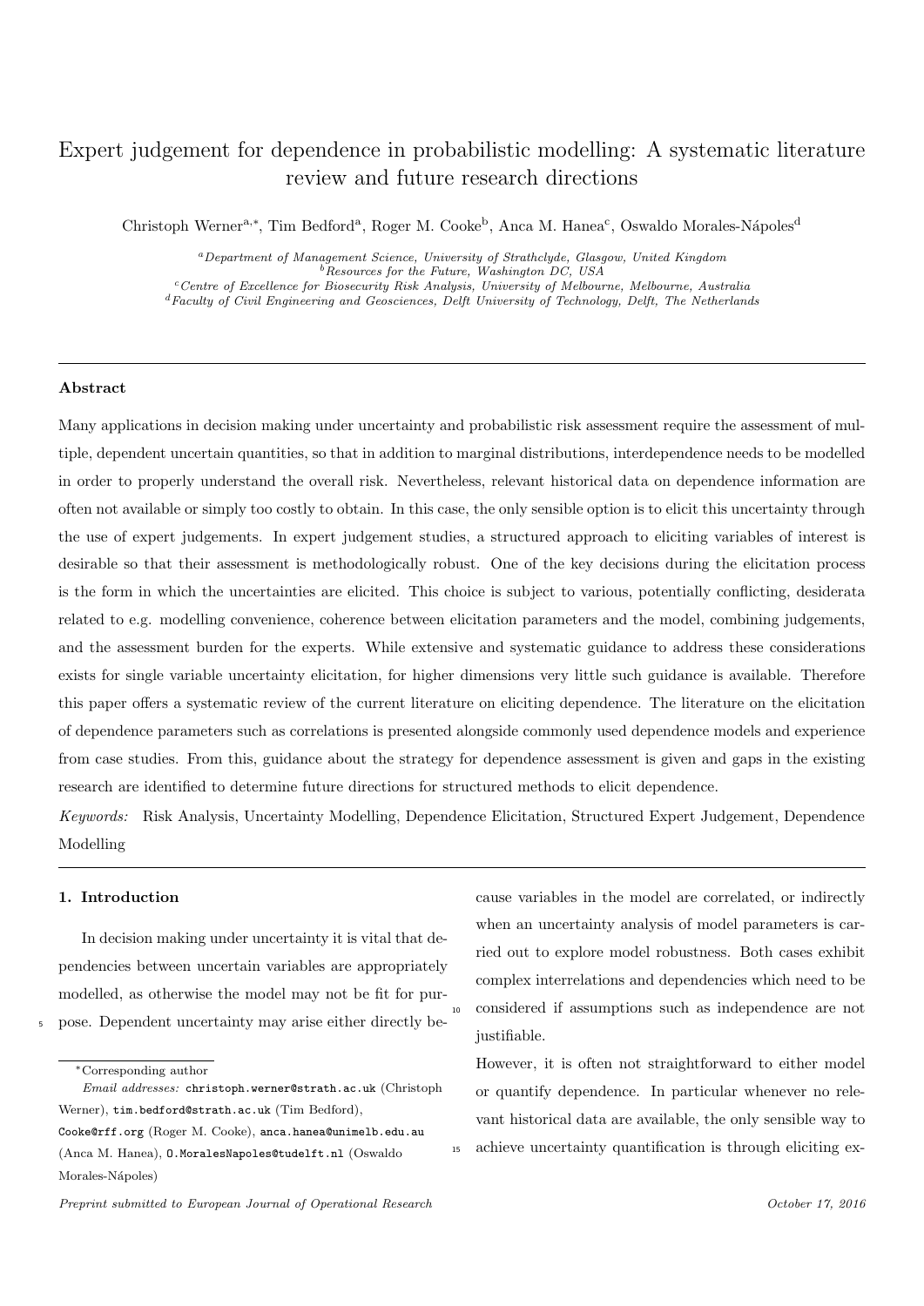# Expert judgement for dependence in probabilistic modelling: A systematic literature review and future research directions

Christoph Werner[a,*], Tim Bedford[a], Roger M. Cooke[b], Anca M. Hanea[c], Oswaldo Morales-Nápoles[d]

[a] *Department of Management Science, University of Strathclyde, Glasgow, United Kingdom*
[b] *Resources for the Future, Washington DC, USA*
[c] *Centre of Excellence for Biosecurity Risk Analysis, University of Melbourne, Melbourne, Australia*
[d] *Faculty of Civil Engineering and Geosciences, Delft University of Technology, Delft, The Netherlands*

---

## Abstract

Many applications in decision making under uncertainty and probabilistic risk assessment require the assessment of multiple, dependent uncertain quantities, so that in addition to marginal distributions, interdependence needs to be modelled in order to properly understand the overall risk. Nevertheless, relevant historical data on dependence information are often not available or simply too costly to obtain. In this case, the only sensible option is to elicit this uncertainty through the use of expert judgements. In expert judgement studies, a structured approach to eliciting variables of interest is desirable so that their assessment is methodologically robust. One of the key decisions during the elicitation process is the form in which the uncertainties are elicited. This choice is subject to various, potentially conflicting, desiderata related to e.g. modelling convenience, coherence between elicitation parameters and the model, combining judgements, and the assessment burden for the experts. While extensive and systematic guidance to address these considerations exists for single variable uncertainty elicitation, for higher dimensions very little such guidance is available. Therefore this paper offers a systematic review of the current literature on eliciting dependence. The literature on the elicitation of dependence parameters such as correlations is presented alongside commonly used dependence models and experience from case studies. From this, guidance about the strategy for dependence assessment is given and gaps in the existing research are identified to determine future directions for structured methods to elicit dependence.

*Keywords:* Risk Analysis, Uncertainty Modelling, Dependence Elicitation, Structured Expert Judgement, Dependence Modelling

---

## 1. Introduction

In decision making under uncertainty it is vital that dependencies between uncertain variables are appropriately modelled, as otherwise the model may not be fit for purpose. Dependent uncertainty may arise either directly because variables in the model are correlated, or indirectly when an uncertainty analysis of model parameters is carried out to explore model robustness. Both cases exhibit complex interrelations and dependencies which need to be considered if assumptions such as independence are not justifiable.

However, it is often not straightforward to either model or quantify dependence. In particular whenever no relevant historical data are available, the only sensible way to achieve uncertainty quantification is through eliciting ex-

*Corresponding author
*Email addresses:* christoph.werner@strath.ac.uk (Christoph Werner), tim.bedford@strath.ac.uk (Tim Bedford), Cooke@rff.org (Roger M. Cooke), anca.hanea@unimelb.edu.au (Anca M. Hanea), O.MoralesNapoles@tudelft.nl (Oswaldo Morales-Nápoles)

*Preprint submitted to European Journal of Operational Research* *October 17, 2016*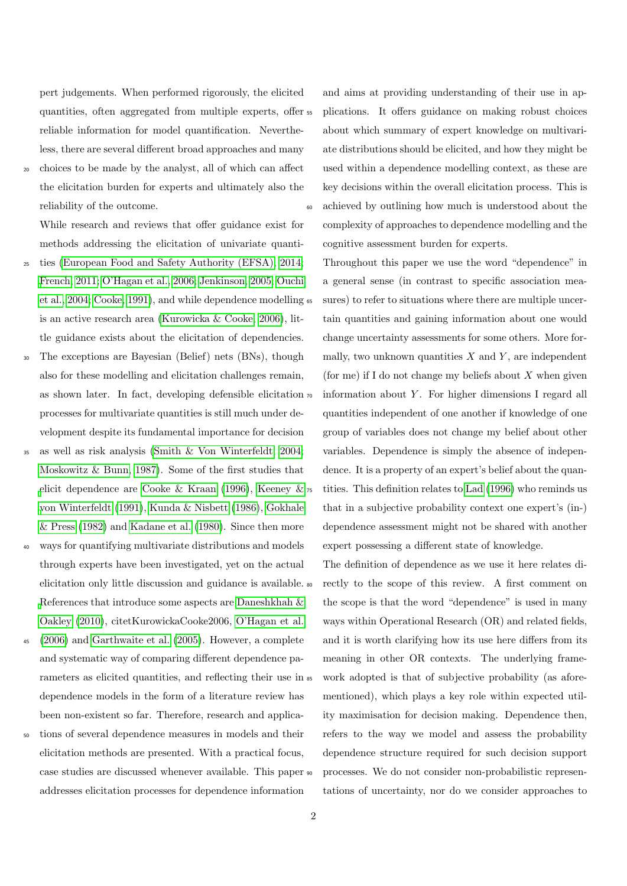pert judgements. When performed rigorously, the elicited quantities, often aggregated from multiple experts, offer reliable information for model quantification. Nevertheless, there are several different broad approaches and many choices to be made by the analyst, all of which can affect the elicitation burden for experts and ultimately also the reliability of the outcome.

While research and reviews that offer guidance exist for methods addressing the elicitation of univariate quantities (European Food and Safety Authority (EFSA), 2014; French, 2011; O'Hagan et al., 2006; Jenkinson, 2005; Ouchi et al., 2004; Cooke, 1991), and while dependence modelling is an active research area (Kurowicka & Cooke, 2006), little guidance exists about the elicitation of dependencies. The exceptions are Bayesian (Belief) nets (BNs), though also for these modelling and elicitation challenges remain, as shown later. In fact, developing defensible elicitation processes for multivariate quantities is still much under development despite its fundamental importance for decision as well as risk analysis (Smith & Von Winterfeldt, 2004; Moskowitz & Bunn, 1987). Some of the first studies that elicit dependence are Cooke & Kraan (1996), Keeney & von Winterfeldt (1991), Kunda & Nisbett (1986), Gokhale & Press (1982) and Kadane et al. (1980). Since then more ways for quantifying multivariate distributions and models through experts have been investigated, yet on the actual elicitation only little discussion and guidance is available. References that introduce some aspects are Daneshkhah & Oakley (2010), citetKurowickaCooke2006, O'Hagan et al. (2006) and Garthwaite et al. (2005). However, a complete and systematic way of comparing different dependence parameters as elicited quantities, and reflecting their use in dependence models in the form of a literature review has been non-existent so far. Therefore, research and applications of several dependence measures in models and their elicitation methods are presented. With a practical focus, case studies are discussed whenever available. This paper addresses elicitation processes for dependence information and aims at providing understanding of their use in applications. It offers guidance on making robust choices about which summary of expert knowledge on multivariate distributions should be elicited, and how they might be used within a dependence modelling context, as these are key decisions within the overall elicitation process. This is achieved by outlining how much is understood about the complexity of approaches to dependence modelling and the cognitive assessment burden for experts.

Throughout this paper we use the word "dependence" in a general sense (in contrast to specific association measures) to refer to situations where there are multiple uncertain quantities and gaining information about one would change uncertainty assessments for some others. More formally, two unknown quantities $X$ and $Y$, are independent (for me) if I do not change my beliefs about $X$ when given information about $Y$. For higher dimensions I regard all quantities independent of one another if knowledge of one group of variables does not change my belief about other variables. Dependence is simply the absence of independence. It is a property of an expert's belief about the quantities. This definition relates to Lad (1996) who reminds us that in a subjective probability context one expert's (in-)dependence assessment might not be shared with another expert possessing a different state of knowledge.

The definition of dependence as we use it here relates directly to the scope of this review. A first comment on the scope is that the word "dependence" is used in many ways within Operational Research (OR) and related fields, and it is worth clarifying how its use here differs from its meaning in other OR contexts. The underlying framework adopted is that of subjective probability (as aforementioned), which plays a key role within expected utility maximisation for decision making. Dependence then, refers to the way we model and assess the probability dependence structure required for such decision support processes. We do not consider non-probabilistic representations of uncertainty, nor do we consider approaches to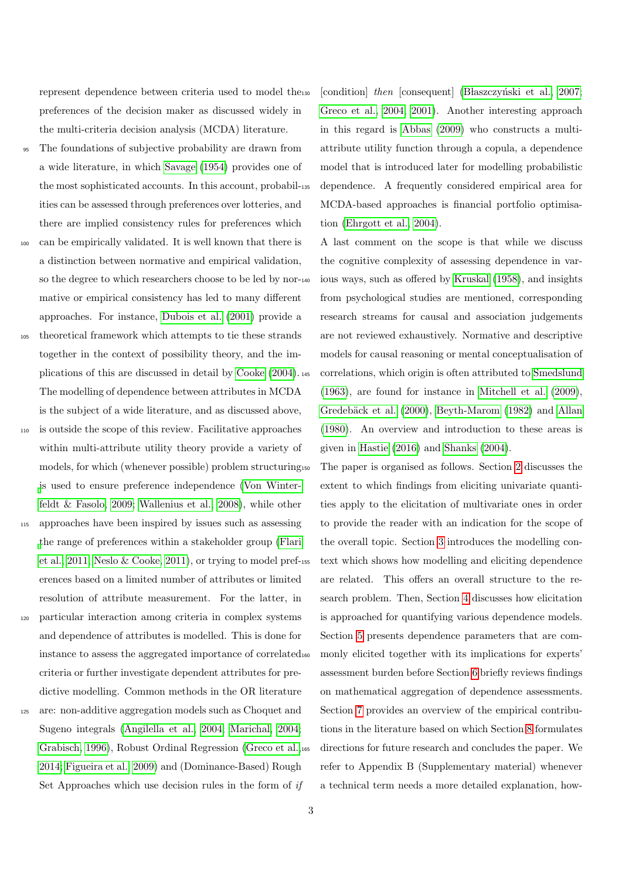represent dependence between criteria used to model the preferences of the decision maker as discussed widely in the multi-criteria decision analysis (MCDA) literature.

The foundations of subjective probability are drawn from a wide literature, in which Savage (1954) provides one of the most sophisticated accounts. In this account, probabilities can be assessed through preferences over lotteries, and there are implied consistency rules for preferences which can be empirically validated. It is well known that there is a distinction between normative and empirical validation, so the degree to which researchers choose to be led by normative or empirical consistency has led to many different approaches. For instance, Dubois et al. (2001) provide a theoretical framework which attempts to tie these strands together in the context of possibility theory, and the implications of this are discussed in detail by Cooke (2004).

The modelling of dependence between attributes in MCDA is the subject of a wide literature, and as discussed above, is outside the scope of this review. Facilitative approaches within multi-attribute utility theory provide a variety of models, for which (whenever possible) problem structuring is used to ensure preference independence (Von Winterfeldt & Fasolo, 2009; Wallenius et al., 2008), while other approaches have been inspired by issues such as assessing the range of preferences within a stakeholder group (Flari et al., 2011; Neslo & Cooke, 2011), or trying to model preferences based on a limited number of attributes or limited resolution of attribute measurement. For the latter, in particular interaction among criteria in complex systems and dependence of attributes is modelled. This is done for instance to assess the aggregated importance of correlated criteria or further investigate dependent attributes for predictive modelling. Common methods in the OR literature are: non-additive aggregation models such as Choquet and Sugeno integrals (Angilella et al., 2004; Marichal, 2004; Grabisch, 1996), Robust Ordinal Regression (Greco et al., 2014; Figueira et al., 2009) and (Dominance-Based) Rough Set Approaches which use decision rules in the form of *if* [condition] *then* [consequent] (Błaszczyński et al., 2007; Greco et al., 2004, 2001). Another interesting approach in this regard is Abbas (2009) who constructs a multi-attribute utility function through a copula, a dependence model that is introduced later for modelling probabilistic dependence. A frequently considered empirical area for MCDA-based approaches is financial portfolio optimisation (Ehrgott et al., 2004).

A last comment on the scope is that while we discuss the cognitive complexity of assessing dependence in various ways, such as offered by Kruskal (1958), and insights from psychological studies are mentioned, corresponding research streams for causal and association judgements are not reviewed exhaustively. Normative and descriptive models for causal reasoning or mental conceptualisation of correlations, which origin is often attributed to Smedslund (1963), are found for instance in Mitchell et al. (2009), Gredebäck et al. (2000), Beyth-Marom (1982) and Allan (1980). An overview and introduction to these areas is given in Hastie (2016) and Shanks (2004).

The paper is organised as follows. Section 2 discusses the extent to which findings from eliciting univariate quantities apply to the elicitation of multivariate ones in order to provide the reader with an indication for the scope of the overall topic. Section 3 introduces the modelling context which shows how modelling and eliciting dependence are related. This offers an overall structure to the research problem. Then, Section 4 discusses how elicitation is approached for quantifying various dependence models. Section 5 presents dependence parameters that are commonly elicited together with its implications for experts' assessment burden before Section 6 briefly reviews findings on mathematical aggregation of dependence assessments. Section 7 provides an overview of the empirical contributions in the literature based on which Section 8 formulates directions for future research and concludes the paper. We refer to Appendix B (Supplementary material) whenever a technical term needs a more detailed explanation, how-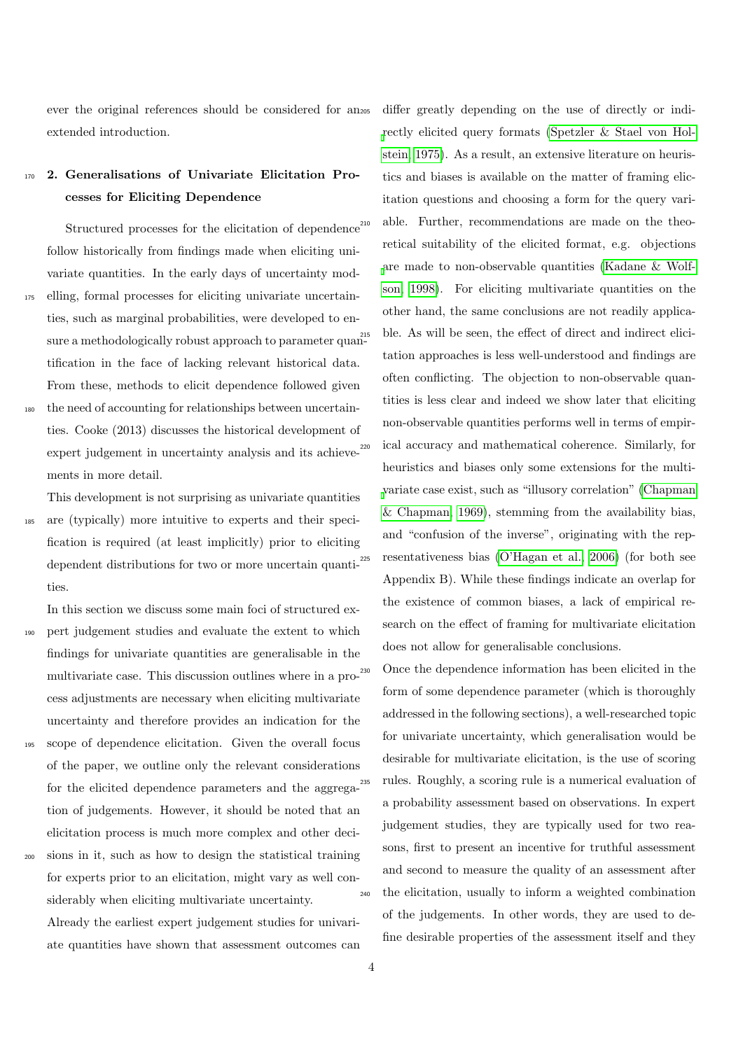ever the original references should be considered for an extended introduction.

## 2. Generalisations of Univariate Elicitation Processes for Eliciting Dependence

Structured processes for the elicitation of dependence follow historically from findings made when eliciting univariate quantities. In the early days of uncertainty modelling, formal processes for eliciting univariate uncertainties, such as marginal probabilities, were developed to ensure a methodologically robust approach to parameter quantification in the face of lacking relevant historical data. From these, methods to elicit dependence followed given the need of accounting for relationships between uncertainties. Cooke (2013) discusses the historical development of expert judgement in uncertainty analysis and its achievements in more detail.

This development is not surprising as univariate quantities are (typically) more intuitive to experts and their specification is required (at least implicitly) prior to eliciting dependent distributions for two or more uncertain quantities.

In this section we discuss some main foci of structured expert judgement studies and evaluate the extent to which findings for univariate quantities are generalisable in the multivariate case. This discussion outlines where in a process adjustments are necessary when eliciting multivariate uncertainty and therefore provides an indication for the scope of dependence elicitation. Given the overall focus of the paper, we outline only the relevant considerations for the elicited dependence parameters and the aggregation of judgements. However, it should be noted that an elicitation process is much more complex and other decisions in it, such as how to design the statistical training for experts prior to an elicitation, might vary as well considerably when eliciting multivariate uncertainty.

Already the earliest expert judgement studies for univariate quantities have shown that assessment outcomes can differ greatly depending on the use of directly or indirectly elicited query formats (Spetzler & Stael von Holstein, 1975). As a result, an extensive literature on heuristics and biases is available on the matter of framing elicitation questions and choosing a form for the query variable. Further, recommendations are made on the theoretical suitability of the elicited format, e.g. objections are made to non-observable quantities (Kadane & Wolfson, 1998). For eliciting multivariate quantities on the other hand, the same conclusions are not readily applicable. As will be seen, the effect of direct and indirect elicitation approaches is less well-understood and findings are often conflicting. The objection to non-observable quantities is less clear and indeed we show later that eliciting non-observable quantities performs well in terms of empirical accuracy and mathematical coherence. Similarly, for heuristics and biases only some extensions for the multivariate case exist, such as "illusory correlation" (Chapman & Chapman, 1969), stemming from the availability bias, and "confusion of the inverse", originating with the representativeness bias (O'Hagan et al., 2006) (for both see Appendix B). While these findings indicate an overlap for the existence of common biases, a lack of empirical research on the effect of framing for multivariate elicitation does not allow for generalisable conclusions.

Once the dependence information has been elicited in the form of some dependence parameter (which is thoroughly addressed in the following sections), a well-researched topic for univariate uncertainty, which generalisation would be desirable for multivariate elicitation, is the use of scoring rules. Roughly, a scoring rule is a numerical evaluation of a probability assessment based on observations. In expert judgement studies, they are typically used for two reasons, first to present an incentive for truthful assessment and second to measure the quality of an assessment after the elicitation, usually to inform a weighted combination of the judgements. In other words, they are used to define desirable properties of the assessment itself and they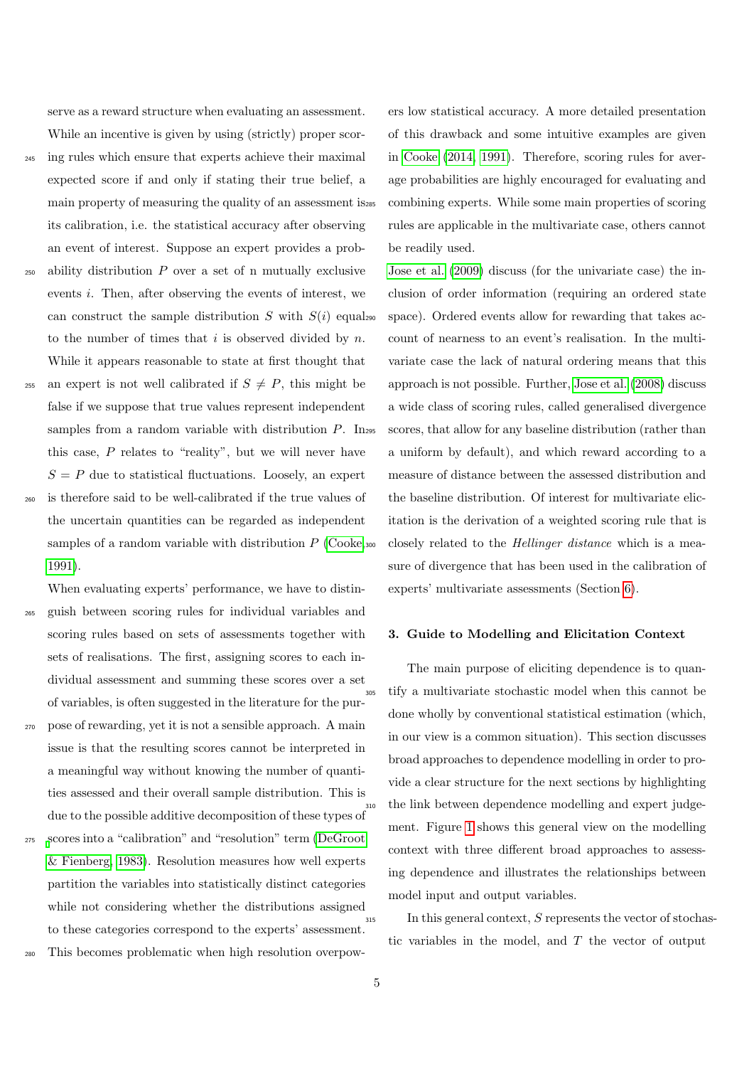serve as a reward structure when evaluating an assessment. While an incentive is given by using (strictly) proper scoring rules which ensure that experts achieve their maximal expected score if and only if stating their true belief, a main property of measuring the quality of an assessment is its calibration, i.e. the statistical accuracy after observing an event of interest. Suppose an expert provides a probability distribution $P$ over a set of n mutually exclusive events $i$. Then, after observing the events of interest, we can construct the sample distribution $S$ with $S(i)$ equal to the number of times that $i$ is observed divided by $n$. While it appears reasonable to state at first thought that an expert is not well calibrated if $S \neq P$, this might be false if we suppose that true values represent independent samples from a random variable with distribution $P$. In this case, $P$ relates to "reality", but we will never have $S = P$ due to statistical fluctuations. Loosely, an expert is therefore said to be well-calibrated if the true values of the uncertain quantities can be regarded as independent samples of a random variable with distribution $P$ (Cooke, 1991).

When evaluating experts' performance, we have to distinguish between scoring rules for individual variables and scoring rules based on sets of assessments together with sets of realisations. The first, assigning scores to each individual assessment and summing these scores over a set of variables, is often suggested in the literature for the purpose of rewarding, yet it is not a sensible approach. A main issue is that the resulting scores cannot be interpreted in a meaningful way without knowing the number of quantities assessed and their overall sample distribution. This is due to the possible additive decomposition of these types of scores into a "calibration" and "resolution" term (DeGroot & Fienberg, 1983). Resolution measures how well experts partition the variables into statistically distinct categories while not considering whether the distributions assigned to these categories correspond to the experts' assessment. This becomes problematic when high resolution overpowers low statistical accuracy. A more detailed presentation of this drawback and some intuitive examples are given in Cooke (2014, 1991). Therefore, scoring rules for average probabilities are highly encouraged for evaluating and combining experts. While some main properties of scoring rules are applicable in the multivariate case, others cannot be readily used.

Jose et al. (2009) discuss (for the univariate case) the inclusion of order information (requiring an ordered state space). Ordered events allow for rewarding that takes account of nearness to an event's realisation. In the multivariate case the lack of natural ordering means that this approach is not possible. Further, Jose et al. (2008) discuss a wide class of scoring rules, called generalised divergence scores, that allow for any baseline distribution (rather than a uniform by default), and which reward according to a measure of distance between the assessed distribution and the baseline distribution. Of interest for multivariate elicitation is the derivation of a weighted scoring rule that is closely related to the *Hellinger distance* which is a measure of divergence that has been used in the calibration of experts' multivariate assessments (Section 6).

### 3. Guide to Modelling and Elicitation Context

The main purpose of eliciting dependence is to quantify a multivariate stochastic model when this cannot be done wholly by conventional statistical estimation (which, in our view is a common situation). This section discusses broad approaches to dependence modelling in order to provide a clear structure for the next sections by highlighting the link between dependence modelling and expert judgement. Figure 1 shows this general view on the modelling context with three different broad approaches to assessing dependence and illustrates the relationships between model input and output variables.

In this general context, $S$ represents the vector of stochastic variables in the model, and $T$ the vector of output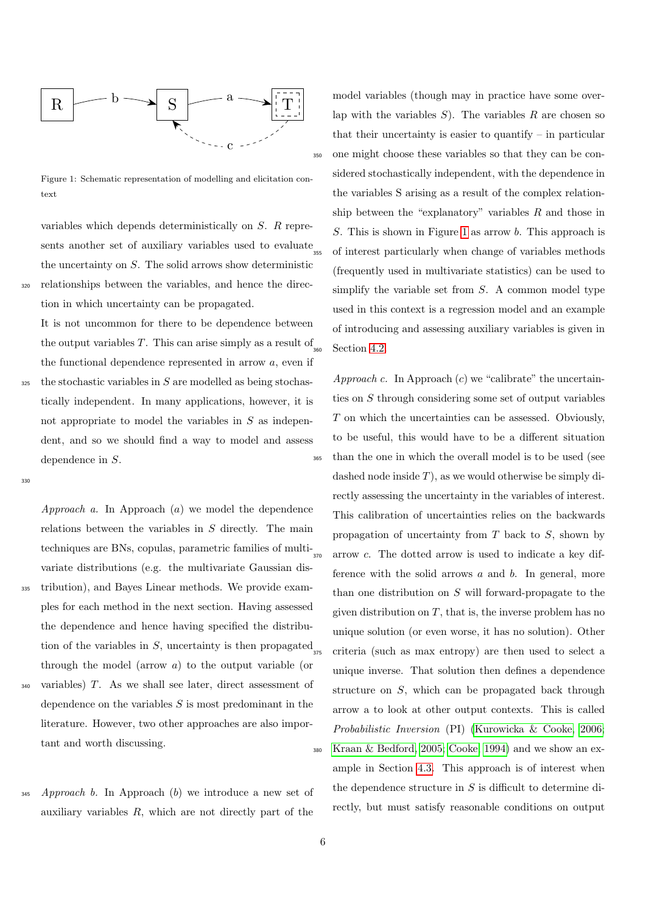Figure 1: Schematic representation of modelling and elicitation context

variables which depends deterministically on $S$. $R$ represents another set of auxiliary variables used to evaluate the uncertainty on $S$. The solid arrows show deterministic relationships between the variables, and hence the direction in which uncertainty can be propagated.

It is not uncommon for there to be dependence between the output variables $T$. This can arise simply as a result of the functional dependence represented in arrow $a$, even if the stochastic variables in $S$ are modelled as being stochastically independent. In many applications, however, it is not appropriate to model the variables in $S$ as independent, and so we should find a way to model and assess dependence in $S$.

*Approach a.* In Approach ($a$) we model the dependence relations between the variables in $S$ directly. The main techniques are BNs, copulas, parametric families of multivariate distributions (e.g. the multivariate Gaussian distribution), and Bayes Linear methods. We provide examples for each method in the next section. Having assessed the dependence and hence having specified the distribution of the variables in $S$, uncertainty is then propagated through the model (arrow $a$) to the output variable (or variables) $T$. As we shall see later, direct assessment of dependence on the variables $S$ is most predominant in the literature. However, two other approaches are also important and worth discussing.

*Approach b.* In Approach ($b$) we introduce a new set of auxiliary variables $R$, which are not directly part of the model variables (though may in practice have some overlap with the variables $S$). The variables $R$ are chosen so that their uncertainty is easier to quantify – in particular one might choose these variables so that they can be considered stochastically independent, with the dependence in the variables S arising as a result of the complex relationship between the "explanatory" variables $R$ and those in $S$. This is shown in Figure 1 as arrow $b$. This approach is of interest particularly when change of variables methods (frequently used in multivariate statistics) can be used to simplify the variable set from $S$. A common model type used in this context is a regression model and an example of introducing and assessing auxiliary variables is given in Section 4.2.

*Approach c.* In Approach ($c$) we "calibrate" the uncertainties on $S$ through considering some set of output variables $T$ on which the uncertainties can be assessed. Obviously, to be useful, this would have to be a different situation than the one in which the overall model is to be used (see dashed node inside $T$), as we would otherwise be simply directly assessing the uncertainty in the variables of interest. This calibration of uncertainties relies on the backwards propagation of uncertainty from $T$ back to $S$, shown by arrow $c$. The dotted arrow is used to indicate a key difference with the solid arrows $a$ and $b$. In general, more than one distribution on $S$ will forward-propagate to the given distribution on $T$, that is, the inverse problem has no unique solution (or even worse, it has no solution). Other criteria (such as max entropy) are then used to select a unique inverse. That solution then defines a dependence structure on $S$, which can be propagated back through arrow a to look at other output contexts. This is called *Probabilistic Inversion* (PI) (Kurowicka & Cooke, 2006; Kraan & Bedford, 2005; Cooke, 1994) and we show an example in Section 4.3. This approach is of interest when the dependence structure in $S$ is difficult to determine directly, but must satisfy reasonable conditions on output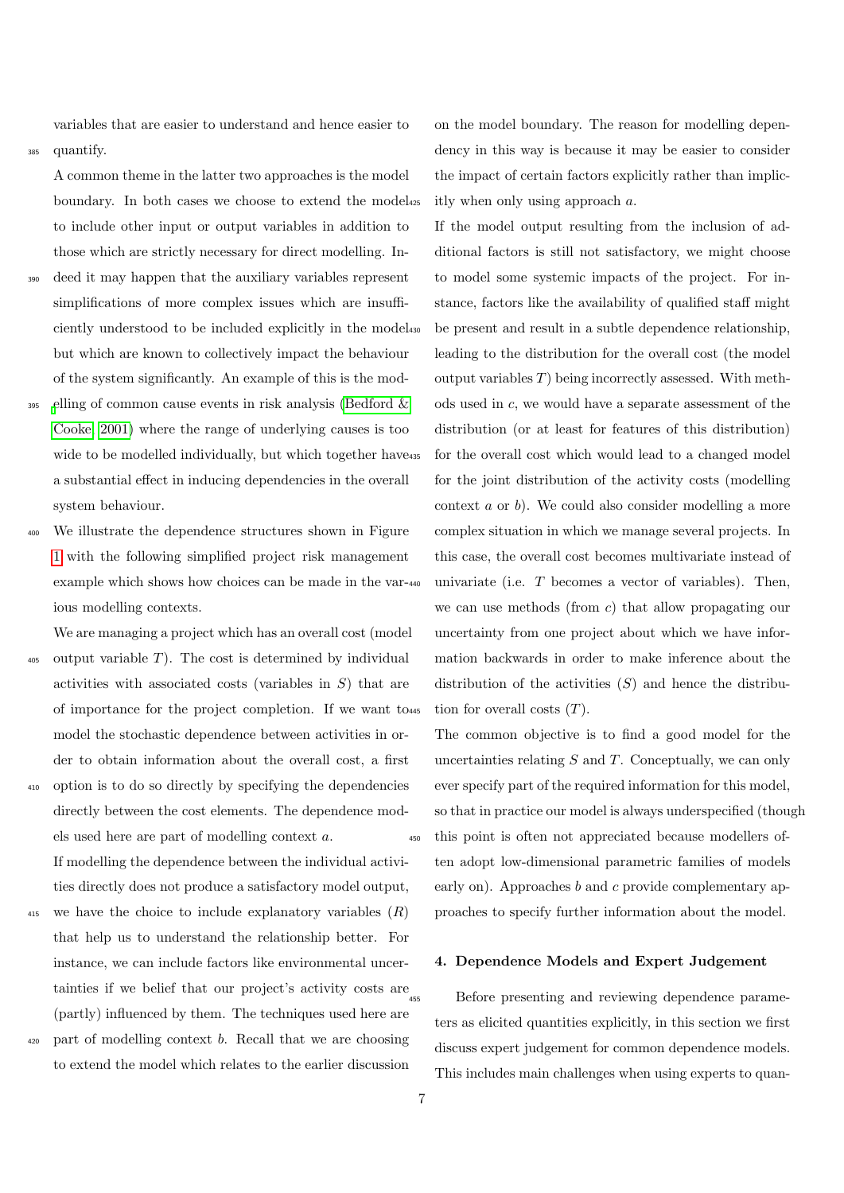variables that are easier to understand and hence easier to quantify.

A common theme in the latter two approaches is the model boundary. In both cases we choose to extend the model to include other input or output variables in addition to those which are strictly necessary for direct modelling. Indeed it may happen that the auxiliary variables represent simplifications of more complex issues which are insufficiently understood to be included explicitly in the model but which are known to collectively impact the behaviour of the system significantly. An example of this is the modelling of common cause events in risk analysis (Bedford & Cooke 2001) where the range of underlying causes is too wide to be modelled individually, but which together have a substantial effect in inducing dependencies in the overall system behaviour.

We illustrate the dependence structures shown in Figure 1 with the following simplified project risk management example which shows how choices can be made in the various modelling contexts.

We are managing a project which has an overall cost (model output variable $T$). The cost is determined by individual activities with associated costs (variables in $S$) that are of importance for the project completion. If we want to model the stochastic dependence between activities in order to obtain information about the overall cost, a first option is to do so directly by specifying the dependencies directly between the cost elements. The dependence models used here are part of modelling context $a$.

If modelling the dependence between the individual activities directly does not produce a satisfactory model output, we have the choice to include explanatory variables ($R$) that help us to understand the relationship better. For instance, we can include factors like environmental uncertainties if we belief that our project's activity costs are (partly) influenced by them. The techniques used here are part of modelling context $b$. Recall that we are choosing to extend the model which relates to the earlier discussion on the model boundary. The reason for modelling dependency in this way is because it may be easier to consider the impact of certain factors explicitly rather than implicitly when only using approach $a$.

If the model output resulting from the inclusion of additional factors is still not satisfactory, we might choose to model some systemic impacts of the project. For instance, factors like the availability of qualified staff might be present and result in a subtle dependence relationship, leading to the distribution for the overall cost (the model output variables $T$) being incorrectly assessed. With methods used in $c$, we would have a separate assessment of the distribution (or at least for features of this distribution) for the overall cost which would lead to a changed model for the joint distribution of the activity costs (modelling context $a$ or $b$). We could also consider modelling a more complex situation in which we manage several projects. In this case, the overall cost becomes multivariate instead of univariate (i.e. $T$ becomes a vector of variables). Then, we can use methods (from $c$) that allow propagating our uncertainty from one project about which we have information backwards in order to make inference about the distribution of the activities ($S$) and hence the distribution for overall costs ($T$).

The common objective is to find a good model for the uncertainties relating $S$ and $T$. Conceptually, we can only ever specify part of the required information for this model, so that in practice our model is always underspecified (though this point is often not appreciated because modellers often adopt low-dimensional parametric families of models early on). Approaches $b$ and $c$ provide complementary approaches to specify further information about the model.

## 4. Dependence Models and Expert Judgement

Before presenting and reviewing dependence parameters as elicited quantities explicitly, in this section we first discuss expert judgement for common dependence models. This includes main challenges when using experts to quan-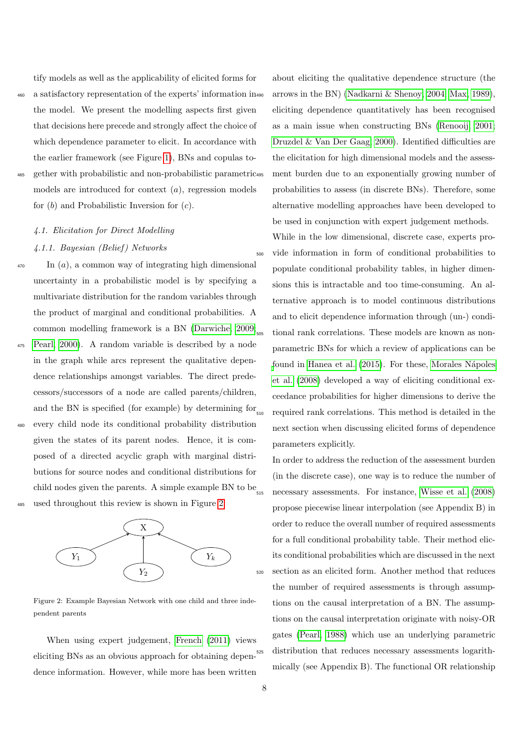tify models as well as the applicability of elicited forms for a satisfactory representation of the experts' information in the model. We present the modelling aspects first given that decisions here precede and strongly affect the choice of which dependence parameter to elicit. In accordance with the earlier framework (see Figure 1), BNs and copulas together with probabilistic and non-probabilistic parametric models are introduced for context (*a*), regression models for (*b*) and Probabilistic Inversion for (*c*).

#### *4.1. Elicitation for Direct Modelling*

##### *4.1.1. Bayesian (Belief) Networks*

In (*a*), a common way of integrating high dimensional uncertainty in a probabilistic model is by specifying a multivariate distribution for the random variables through the product of marginal and conditional probabilities. A common modelling framework is a BN (Darwiche, 2009; Pearl, 2000). A random variable is described by a node in the graph while arcs represent the qualitative dependence relationships amongst variables. The direct predecessors/successors of a node are called parents/children, and the BN is specified (for example) by determining for every child node its conditional probability distribution given the states of its parent nodes. Hence, it is composed of a directed acyclic graph with marginal distributions for source nodes and conditional distributions for child nodes given the parents. A simple example BN to be used throughout this review is shown in Figure 2.

Figure 2: Example Bayesian Network with one child and three independent parents

When using expert judgement, French (2011) views eliciting BNs as an obvious approach for obtaining dependence information. However, while more has been written about eliciting the qualitative dependence structure (the arrows in the BN) (Nadkarni & Shenoy, 2004; Max, 1989), eliciting dependence quantitatively has been recognised as a main issue when constructing BNs (Renooij, 2001; Druzdel & Van Der Gaag, 2000). Identified difficulties are the elicitation for high dimensional models and the assessment burden due to an exponentially growing number of probabilities to assess (in discrete BNs). Therefore, some alternative modelling approaches have been developed to be used in conjunction with expert judgement methods.

While in the low dimensional, discrete case, experts provide information in form of conditional probabilities to populate conditional probability tables, in higher dimensions this is intractable and too time-consuming. An alternative approach is to model continuous distributions and to elicit dependence information through (un-) conditional rank correlations. These models are known as non-parametric BNs for which a review of applications can be found in Hanea et al. (2015). For these, Morales Nápoles et al. (2008) developed a way of eliciting conditional exceedance probabilities for higher dimensions to derive the required rank correlations. This method is detailed in the next section when discussing elicited forms of dependence parameters explicitly.

In order to address the reduction of the assessment burden (in the discrete case), one way is to reduce the number of necessary assessments. For instance, Wisse et al. (2008) propose piecewise linear interpolation (see Appendix B) in order to reduce the overall number of required assessments for a full conditional probability table. Their method elicits conditional probabilities which are discussed in the next section as an elicited form. Another method that reduces the number of required assessments is through assumptions on the causal interpretation of a BN. The assumptions on the causal interpretation originate with noisy-OR gates (Pearl, 1988) which use an underlying parametric distribution that reduces necessary assessments logarithmically (see Appendix B). The functional OR relationship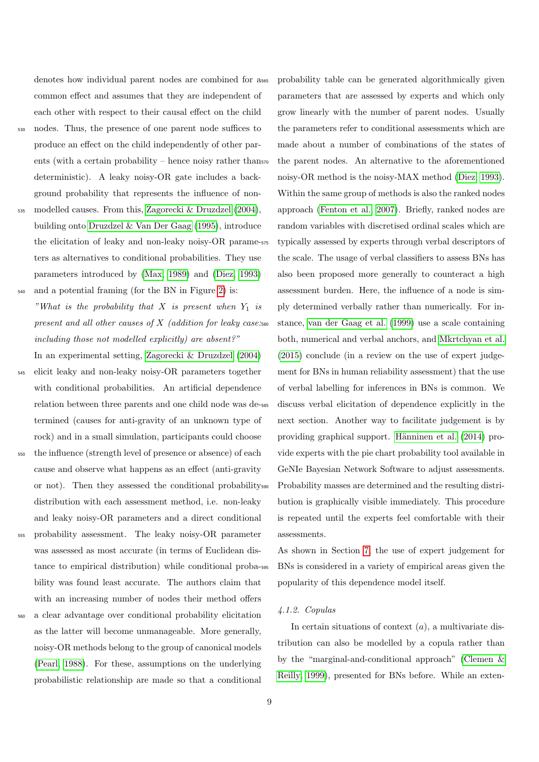denotes how individual parent nodes are combined for a common effect and assumes that they are independent of each other with respect to their causal effect on the child nodes. Thus, the presence of one parent node suffices to produce an effect on the child independently of other parents (with a certain probability – hence noisy rather than deterministic). A leaky noisy-OR gate includes a background probability that represents the influence of non-modelled causes. From this, Zagorecki & Druzdzel (2004), building onto Druzdzel & Van Der Gaag (1995), introduce the elicitation of leaky and non-leaky noisy-OR parameters as alternatives to conditional probabilities. They use parameters introduced by (Max, 1989) and (Diez, 1993) and a potential framing (for the BN in Figure 2) is:

*"What is the probability that $X$ is present when $Y_1$ is present and all other causes of $X$ (addition for leaky case: including those not modelled explicitly) are absent?"*

In an experimental setting, Zagorecki & Druzdzel (2004) elicit leaky and non-leaky noisy-OR parameters together with conditional probabilities. An artificial dependence relation between three parents and one child node was determined (causes for anti-gravity of an unknown type of rock) and in a small simulation, participants could choose the influence (strength level of presence or absence) of each cause and observe what happens as an effect (anti-gravity or not). Then they assessed the conditional probability distribution with each assessment method, i.e. non-leaky and leaky noisy-OR parameters and a direct conditional probability assessment. The leaky noisy-OR parameter was assessed as most accurate (in terms of Euclidean distance to empirical distribution) while conditional probability was found least accurate. The authors claim that with an increasing number of nodes their method offers a clear advantage over conditional probability elicitation as the latter will become unmanageable. More generally, noisy-OR methods belong to the group of canonical models (Pearl, 1988). For these, assumptions on the underlying probabilistic relationship are made so that a conditional probability table can be generated algorithmically given parameters that are assessed by experts and which only grow linearly with the number of parent nodes. Usually the parameters refer to conditional assessments which are made about a number of combinations of the states of the parent nodes. An alternative to the aforementioned noisy-OR method is the noisy-MAX method (Diez, 1993). Within the same group of methods is also the ranked nodes approach (Fenton et al., 2007). Briefly, ranked nodes are random variables with discretised ordinal scales which are typically assessed by experts through verbal descriptors of the scale. The usage of verbal classifiers to assess BNs has also been proposed more generally to counteract a high assessment burden. Here, the influence of a node is simply determined verbally rather than numerically. For instance, van der Gaag et al. (1999) use a scale containing both, numerical and verbal anchors, and Mkrtchyan et al. (2015) conclude (in a review on the use of expert judgement for BNs in human reliability assessment) that the use of verbal labelling for inferences in BNs is common. We discuss verbal elicitation of dependence explicitly in the next section. Another way to facilitate judgement is by providing graphical support. Hänninen et al. (2014) provide experts with the pie chart probability tool available in GeNIe Bayesian Network Software to adjust assessments. Probability masses are determined and the resulting distribution is graphically visible immediately. This procedure is repeated until the experts feel comfortable with their assessments.

As shown in Section 7, the use of expert judgement for BNs is considered in a variety of empirical areas given the popularity of this dependence model itself.

#### 4.1.2. Copulas

In certain situations of context $(a)$, a multivariate distribution can also be modelled by a copula rather than by the "marginal-and-conditional approach" (Clemen & Reilly, 1999), presented for BNs before. While an exten-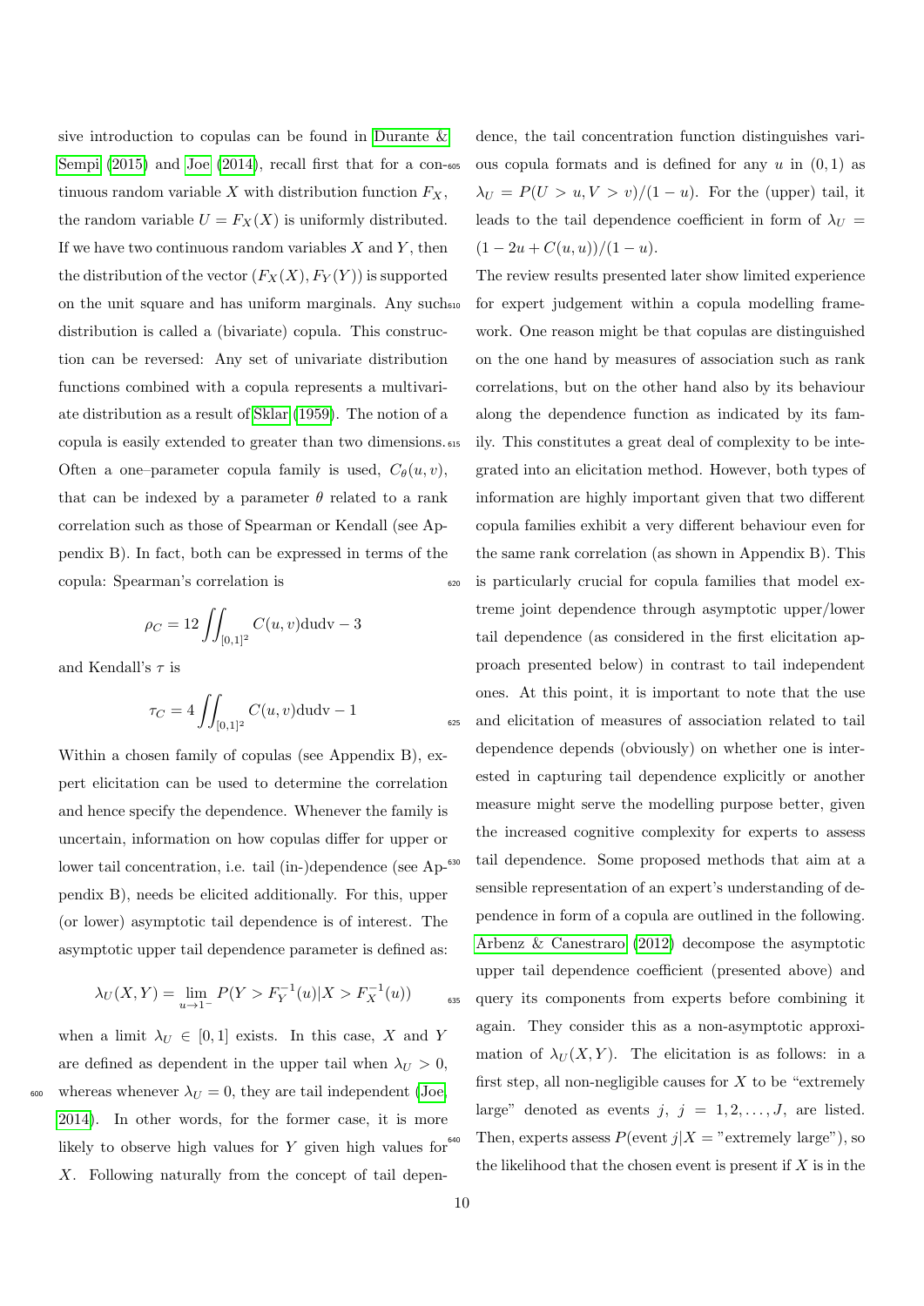sive introduction to copulas can be found in Durante & Sempi (2015) and Joe (2014), recall first that for a continuous random variable $X$ with distribution function $F_X$, the random variable $U = F_X(X)$ is uniformly distributed. If we have two continuous random variables $X$ and $Y$, then the distribution of the vector $(F_X(X), F_Y(Y))$ is supported on the unit square and has uniform marginals. Any such distribution is called a (bivariate) copula. This construction can be reversed: Any set of univariate distribution functions combined with a copula represents a multivariate distribution as a result of Sklar (1959). The notion of a copula is easily extended to greater than two dimensions. Often a one–parameter copula family is used, $C_\theta(u, v)$, that can be indexed by a parameter $\theta$ related to a rank correlation such as those of Spearman or Kendall (see Appendix B). In fact, both can be expressed in terms of the copula: Spearman's correlation is

$$\rho_C = 12 \iint_{[0,1]^2} C(u, v)\mathrm{dudv} - 3$$

and Kendall's $\tau$ is

$$\tau_C = 4 \iint_{[0,1]^2} C(u, v)\mathrm{dudv} - 1$$

Within a chosen family of copulas (see Appendix B), expert elicitation can be used to determine the correlation and hence specify the dependence. Whenever the family is uncertain, information on how copulas differ for upper or lower tail concentration, i.e. tail (in-)dependence (see Appendix B), needs be elicited additionally. For this, upper (or lower) asymptotic tail dependence is of interest. The asymptotic upper tail dependence parameter is defined as:

$$\lambda_U(X, Y) = \lim_{u \to 1^-} P(Y > F_Y^{-1}(u) | X > F_X^{-1}(u))$$

when a limit $\lambda_U \in [0, 1]$ exists. In this case, $X$ and $Y$ are defined as dependent in the upper tail when $\lambda_U > 0$, whereas whenever $\lambda_U = 0$, they are tail independent (Joe, 2014). In other words, for the former case, it is more likely to observe high values for $Y$ given high values for $X$. Following naturally from the concept of tail dependence, the tail concentration function distinguishes various copula formats and is defined for any $u$ in $(0, 1)$ as $\lambda_U = P(U > u, V > v)/(1 - u)$. For the (upper) tail, it leads to the tail dependence coefficient in form of $\lambda_U = (1 - 2u + C(u, u))/(1 - u)$.

The review results presented later show limited experience for expert judgement within a copula modelling framework. One reason might be that copulas are distinguished on the one hand by measures of association such as rank correlations, but on the other hand also by its behaviour along the dependence function as indicated by its family. This constitutes a great deal of complexity to be integrated into an elicitation method. However, both types of information are highly important given that two different copula families exhibit a very different behaviour even for the same rank correlation (as shown in Appendix B). This is particularly crucial for copula families that model extreme joint dependence through asymptotic upper/lower tail dependence (as considered in the first elicitation approach presented below) in contrast to tail independent ones. At this point, it is important to note that the use and elicitation of measures of association related to tail dependence depends (obviously) on whether one is interested in capturing tail dependence explicitly or another measure might serve the modelling purpose better, given the increased cognitive complexity for experts to assess tail dependence. Some proposed methods that aim at a sensible representation of an expert's understanding of dependence in form of a copula are outlined in the following. Arbenz & Canestraro (2012) decompose the asymptotic upper tail dependence coefficient (presented above) and query its components from experts before combining it again. They consider this as a non-asymptotic approximation of $\lambda_U(X, Y)$. The elicitation is as follows: in a first step, all non-negligible causes for $X$ to be "extremely large" denoted as events $j$, $j = 1, 2, \ldots, J$, are listed. Then, experts assess $P(\text{event } j | X = \text{"extremely large"})$, so the likelihood that the chosen event is present if $X$ is in the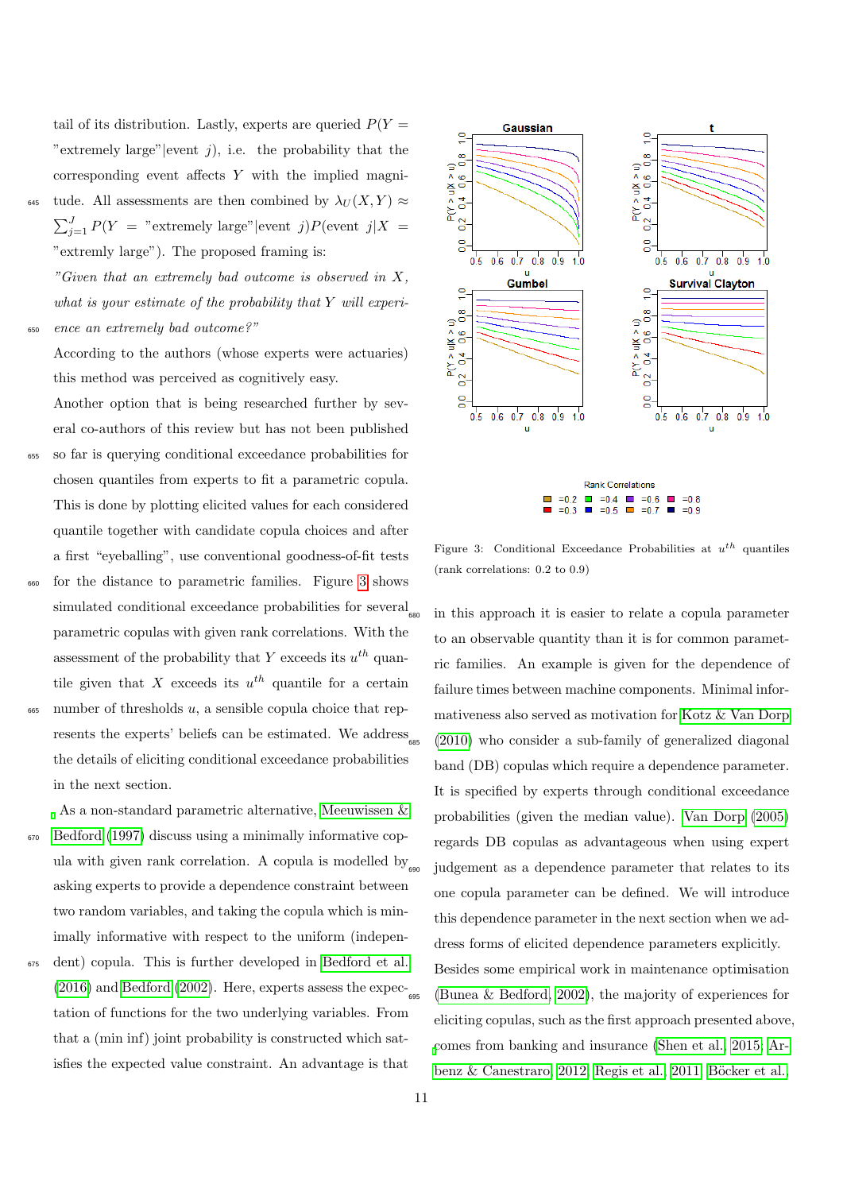tail of its distribution. Lastly, experts are queried $P(Y =$ "extremely large"|event $j)$, i.e. the probability that the corresponding event affects $Y$ with the implied magnitude. All assessments are then combined by $\lambda_U(X, Y) \approx \sum_{j=1}^{J} P(Y =$ "extremely large"|event $j)P($event $j|X =$ "extremly large"). The proposed framing is:

*"Given that an extremely bad outcome is observed in $X$, what is your estimate of the probability that $Y$ will experience an extremely bad outcome?"*

According to the authors (whose experts were actuaries) this method was perceived as cognitively easy.

Another option that is being researched further by several co-authors of this review but has not been published so far is querying conditional exceedance probabilities for chosen quantiles from experts to fit a parametric copula. This is done by plotting elicited values for each considered quantile together with candidate copula choices and after a first "eyeballing", use conventional goodness-of-fit tests for the distance to parametric families. Figure 3 shows simulated conditional exceedance probabilities for several parametric copulas with given rank correlations. With the assessment of the probability that $Y$ exceeds its $u^{th}$ quantile given that $X$ exceeds its $u^{th}$ quantile for a certain number of thresholds $u$, a sensible copula choice that represents the experts' beliefs can be estimated. We address the details of eliciting conditional exceedance probabilities in the next section.

As a non-standard parametric alternative, Meeuwissen & Bedford (1997) discuss using a minimally informative copula with given rank correlation. A copula is modelled by asking experts to provide a dependence constraint between two random variables, and taking the copula which is minimally informative with respect to the uniform (independent) copula. This is further developed in Bedford et al. (2016) and Bedford (2002). Here, experts assess the expectation of functions for the two underlying variables. From that a (min inf) joint probability is constructed which satisfies the expected value constraint. An advantage is that

Figure 3: Conditional Exceedance Probabilities at $u^{th}$ quantiles (rank correlations: 0.2 to 0.9)

in this approach it is easier to relate a copula parameter to an observable quantity than it is for common parametric families. An example is given for the dependence of failure times between machine components. Minimal informativeness also served as motivation for Kotz & Van Dorp (2010) who consider a sub-family of generalized diagonal band (DB) copulas which require a dependence parameter. It is specified by experts through conditional exceedance probabilities (given the median value). Van Dorp (2005) regards DB copulas as advantageous when using expert judgement as a dependence parameter that relates to its one copula parameter can be defined. We will introduce this dependence parameter in the next section when we address forms of elicited dependence parameters explicitly.

Besides some empirical work in maintenance optimisation (Bunea & Bedford, 2002), the majority of experiences for eliciting copulas, such as the first approach presented above, comes from banking and insurance (Shen et al., 2015; Arbenz & Canestraro, 2012; Regis et al., 2011; Böcker et al.,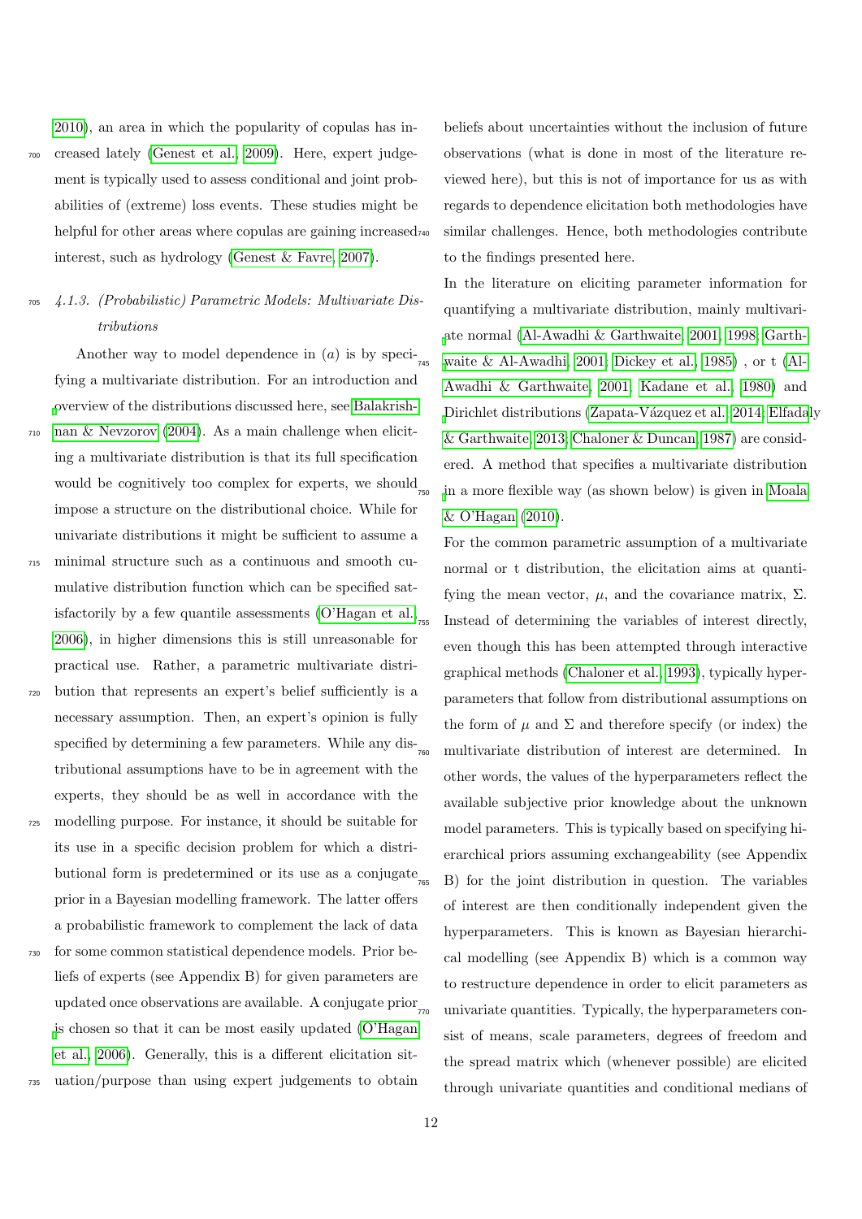2010), an area in which the popularity of copulas has increased lately (Genest et al., 2009). Here, expert judgement is typically used to assess conditional and joint probabilities of (extreme) loss events. These studies might be helpful for other areas where copulas are gaining increased interest, such as hydrology (Genest & Favre, 2007).

#### *4.1.3. (Probabilistic) Parametric Models: Multivariate Distributions*

Another way to model dependence in $(a)$ is by specifying a multivariate distribution. For an introduction and overview of the distributions discussed here, see Balakrishnan & Nevzorov (2004). As a main challenge when eliciting a multivariate distribution is that its full specification would be cognitively too complex for experts, we should impose a structure on the distributional choice. While for univariate distributions it might be sufficient to assume a minimal structure such as a continuous and smooth cumulative distribution function which can be specified satisfactorily by a few quantile assessments (O'Hagan et al., 2006), in higher dimensions this is still unreasonable for practical use. Rather, a parametric multivariate distribution that represents an expert's belief sufficiently is a necessary assumption. Then, an expert's opinion is fully specified by determining a few parameters. While any distributional assumptions have to be in agreement with the experts, they should be as well in accordance with the modelling purpose. For instance, it should be suitable for its use in a specific decision problem for which a distributional form is predetermined or its use as a conjugate prior in a Bayesian modelling framework. The latter offers a probabilistic framework to complement the lack of data for some common statistical dependence models. Prior beliefs of experts (see Appendix B) for given parameters are updated once observations are available. A conjugate prior is chosen so that it can be most easily updated (O'Hagan et al., 2006). Generally, this is a different elicitation situation/purpose than using expert judgements to obtain beliefs about uncertainties without the inclusion of future observations (what is done in most of the literature reviewed here), but this is not of importance for us as with regards to dependence elicitation both methodologies have similar challenges. Hence, both methodologies contribute to the findings presented here.

In the literature on eliciting parameter information for quantifying a multivariate distribution, mainly multivariate normal (Al-Awadhi & Garthwaite, 2001, 1998; Garthwaite & Al-Awadhi, 2001; Dickey et al., 1985) , or t (Al-Awadhi & Garthwaite, 2001; Kadane et al., 1980) and Dirichlet distributions (Zapata-Vázquez et al., 2014; Elfadaly & Garthwaite, 2013; Chaloner & Duncan, 1987) are considered. A method that specifies a multivariate distribution in a more flexible way (as shown below) is given in Moala & O'Hagan (2010).

For the common parametric assumption of a multivariate normal or t distribution, the elicitation aims at quantifying the mean vector, $\mu$, and the covariance matrix, $\Sigma$. Instead of determining the variables of interest directly, even though this has been attempted through interactive graphical methods (Chaloner et al., 1993), typically hyperparameters that follow from distributional assumptions on the form of $\mu$ and $\Sigma$ and therefore specify (or index) the multivariate distribution of interest are determined. In other words, the values of the hyperparameters reflect the available subjective prior knowledge about the unknown model parameters. This is typically based on specifying hierarchical priors assuming exchangeability (see Appendix B) for the joint distribution in question. The variables of interest are then conditionally independent given the hyperparameters. This is known as Bayesian hierarchical modelling (see Appendix B) which is a common way to restructure dependence in order to elicit parameters as univariate quantities. Typically, the hyperparameters consist of means, scale parameters, degrees of freedom and the spread matrix which (whenever possible) are elicited through univariate quantities and conditional medians of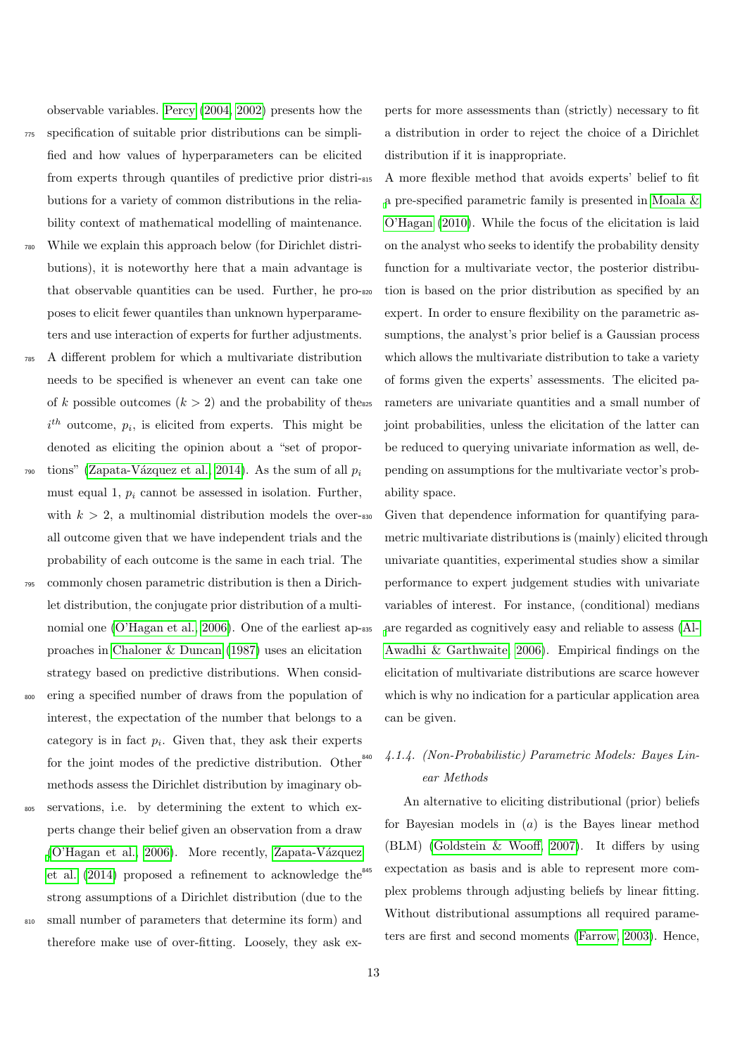observable variables. Percy (2004, 2002) presents how the specification of suitable prior distributions can be simplified and how values of hyperparameters can be elicited from experts through quantiles of predictive prior distributions for a variety of common distributions in the reliability context of mathematical modelling of maintenance. While we explain this approach below (for Dirichlet distributions), it is noteworthy here that a main advantage is that observable quantities can be used. Further, he proposes to elicit fewer quantiles than unknown hyperparameters and use interaction of experts for further adjustments.

A different problem for which a multivariate distribution needs to be specified is whenever an event can take one of $k$ possible outcomes ($k > 2$) and the probability of the $i^{th}$ outcome, $p_i$, is elicited from experts. This might be denoted as eliciting the opinion about a "set of proportions" (Zapata-Vázquez et al., 2014). As the sum of all $p_i$ must equal 1, $p_i$ cannot be assessed in isolation. Further, with $k > 2$, a multinomial distribution models the overall outcome given that we have independent trials and the probability of each outcome is the same in each trial. The commonly chosen parametric distribution is then a Dirichlet distribution, the conjugate prior distribution of a multinomial one (O'Hagan et al., 2006). One of the earliest approaches in Chaloner & Duncan (1987) uses an elicitation strategy based on predictive distributions. When considering a specified number of draws from the population of interest, the expectation of the number that belongs to a category is in fact $p_i$. Given that, they ask their experts for the joint modes of the predictive distribution. Other methods assess the Dirichlet distribution by imaginary observations, i.e. by determining the extent to which experts change their belief given an observation from a draw (O'Hagan et al., 2006). More recently, Zapata-Vázquez et al. (2014) proposed a refinement to acknowledge the strong assumptions of a Dirichlet distribution (due to the small number of parameters that determine its form) and therefore make use of over-fitting. Loosely, they ask experts for more assessments than (strictly) necessary to fit a distribution in order to reject the choice of a Dirichlet distribution if it is inappropriate.

A more flexible method that avoids experts' belief to fit a pre-specified parametric family is presented in Moala & O'Hagan (2010). While the focus of the elicitation is laid on the analyst who seeks to identify the probability density function for a multivariate vector, the posterior distribution is based on the prior distribution as specified by an expert. In order to ensure flexibility on the parametric assumptions, the analyst's prior belief is a Gaussian process which allows the multivariate distribution to take a variety of forms given the experts' assessments. The elicited parameters are univariate quantities and a small number of joint probabilities, unless the elicitation of the latter can be reduced to querying univariate information as well, depending on assumptions for the multivariate vector's probability space.

Given that dependence information for quantifying parametric multivariate distributions is (mainly) elicited through univariate quantities, experimental studies show a similar performance to expert judgement studies with univariate variables of interest. For instance, (conditional) medians are regarded as cognitively easy and reliable to assess (Al-Awadhi & Garthwaite, 2006). Empirical findings on the elicitation of multivariate distributions are scarce however which is why no indication for a particular application area can be given.

#### *4.1.4. (Non-Probabilistic) Parametric Models: Bayes Linear Methods*

An alternative to eliciting distributional (prior) beliefs for Bayesian models in $(a)$ is the Bayes linear method (BLM) (Goldstein & Wooff, 2007). It differs by using expectation as basis and is able to represent more complex problems through adjusting beliefs by linear fitting. Without distributional assumptions all required parameters are first and second moments (Farrow, 2003). Hence,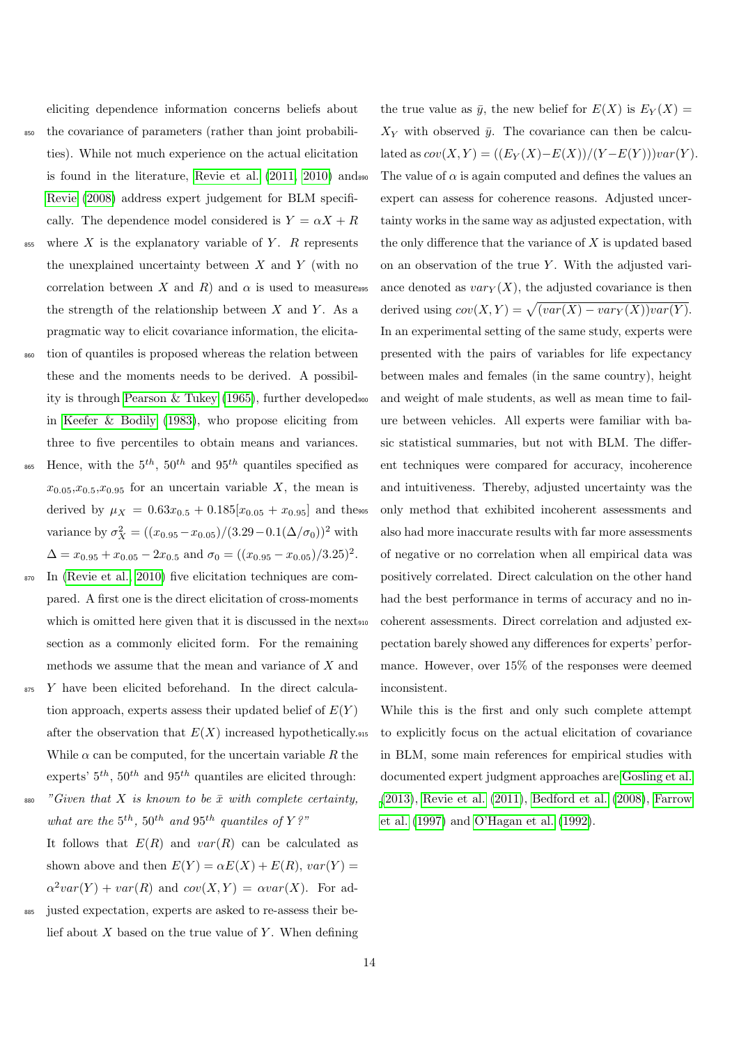eliciting dependence information concerns beliefs about the covariance of parameters (rather than joint probabilities). While not much experience on the actual elicitation is found in the literature, Revie et al. (2011, 2010) and Revie (2008) address expert judgement for BLM specifically. The dependence model considered is $Y = \alpha X + R$ where $X$ is the explanatory variable of $Y$. $R$ represents the unexplained uncertainty between $X$ and $Y$ (with no correlation between $X$ and $R$) and $\alpha$ is used to measure the strength of the relationship between $X$ and $Y$. As a pragmatic way to elicit covariance information, the elicitation of quantiles is proposed whereas the relation between these and the moments needs to be derived. A possibility is through Pearson & Tukey (1965), further developed in Keefer & Bodily (1983), who propose eliciting from three to five percentiles to obtain means and variances. Hence, with the $5^{th}$, $50^{th}$ and $95^{th}$ quantiles specified as $x_{0.05}$,$x_{0.5}$,$x_{0.95}$ for an uncertain variable $X$, the mean is derived by $\mu_X = 0.63x_{0.5} + 0.185[x_{0.05} + x_{0.95}]$ and the variance by $\sigma_X^2 = ((x_{0.95} - x_{0.05})/(3.29 - 0.1(\Delta/\sigma_0))^2$ with $\Delta = x_{0.95} + x_{0.05} - 2x_{0.5}$ and $\sigma_0 = ((x_{0.95} - x_{0.05})/3.25)^2$. In (Revie et al., 2010) five elicitation techniques are compared. A first one is the direct elicitation of cross-moments which is omitted here given that it is discussed in the next section as a commonly elicited form. For the remaining methods we assume that the mean and variance of $X$ and $Y$ have been elicited beforehand. In the direct calculation approach, experts assess their updated belief of $E(Y)$ after the observation that $E(X)$ increased hypothetically. While $\alpha$ can be computed, for the uncertain variable $R$ the experts' $5^{th}$, $50^{th}$ and $95^{th}$ quantiles are elicited through:

*"Given that $X$ is known to be $\bar{x}$ with complete certainty, what are the $5^{th}$, $50^{th}$ and $95^{th}$ quantiles of $Y$?"*

It follows that $E(R)$ and $var(R)$ can be calculated as shown above and then $E(Y) = \alpha E(X) + E(R)$, $var(Y) = \alpha^2 var(Y) + var(R)$ and $cov(X,Y) = \alpha var(X)$. For adjusted expectation, experts are asked to re-assess their belief about $X$ based on the true value of $Y$. When defining the true value as $\bar{y}$, the new belief for $E(X)$ is $E_Y(X) = X_Y$ with observed $\bar{y}$. The covariance can then be calculated as $cov(X,Y) = ((E_Y(X) - E(X))/(Y - E(Y)))var(Y)$. The value of $\alpha$ is again computed and defines the values an expert can assess for coherence reasons. Adjusted uncertainty works in the same way as adjusted expectation, with the only difference that the variance of $X$ is updated based on an observation of the true $Y$. With the adjusted variance denoted as $var_Y(X)$, the adjusted covariance is then derived using $cov(X,Y) = \sqrt{(var(X) - var_Y(X))var(Y)}$. In an experimental setting of the same study, experts were presented with the pairs of variables for life expectancy between males and females (in the same country), height and weight of male students, as well as mean time to failure between vehicles. All experts were familiar with basic statistical summaries, but not with BLM. The different techniques were compared for accuracy, incoherence and intuitiveness. Thereby, adjusted uncertainty was the only method that exhibited incoherent assessments and also had more inaccurate results with far more assessments of negative or no correlation when all empirical data was positively correlated. Direct calculation on the other hand had the best performance in terms of accuracy and no incoherent assessments. Direct correlation and adjusted expectation barely showed any differences for experts' performance. However, over 15% of the responses were deemed inconsistent.

While this is the first and only such complete attempt to explicitly focus on the actual elicitation of covariance in BLM, some main references for empirical studies with documented expert judgment approaches are Gosling et al. (2013), Revie et al. (2011), Bedford et al. (2008), Farrow et al. (1997) and O'Hagan et al. (1992).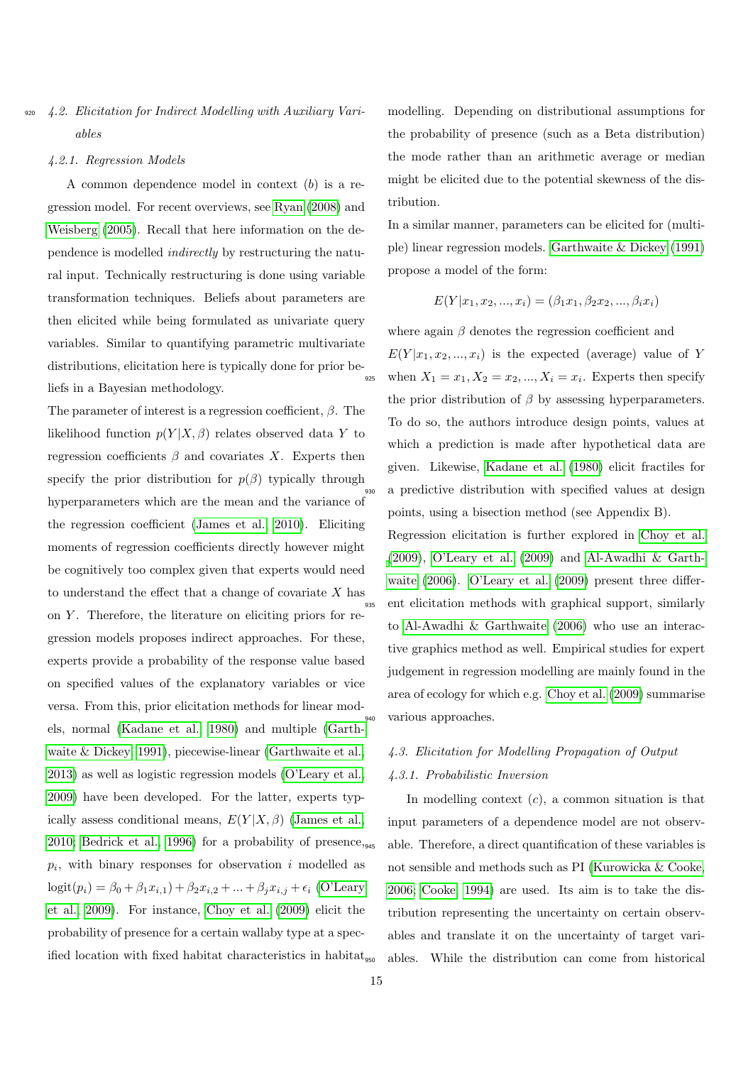### 4.2. Elicitation for Indirect Modelling with Auxiliary Variables

#### 4.2.1. Regression Models

A common dependence model in context (*b*) is a regression model. For recent overviews, see Ryan (2008) and Weisberg (2005). Recall that here information on the dependence is modelled *indirectly* by restructuring the natural input. Technically restructuring is done using variable transformation techniques. Beliefs about parameters are then elicited while being formulated as univariate query variables. Similar to quantifying parametric multivariate distributions, elicitation here is typically done for prior beliefs in a Bayesian methodology.

The parameter of interest is a regression coefficient, $\beta$. The likelihood function $p(Y|X, \beta)$ relates observed data $Y$ to regression coefficients $\beta$ and covariates $X$. Experts then specify the prior distribution for $p(\beta)$ typically through hyperparameters which are the mean and the variance of the regression coefficient (James et al., 2010). Eliciting moments of regression coefficients directly however might be cognitively too complex given that experts would need to understand the effect that a change of covariate $X$ has on $Y$. Therefore, the literature on eliciting priors for regression models proposes indirect approaches. For these, experts provide a probability of the response value based on specified values of the explanatory variables or vice versa. From this, prior elicitation methods for linear models, normal (Kadane et al., 1980) and multiple (Garthwaite & Dickey, 1991), piecewise-linear (Garthwaite et al., 2013) as well as logistic regression models (O'Leary et al., 2009) have been developed. For the latter, experts typically assess conditional means, $E(Y|X, \beta)$ (James et al., 2010; Bedrick et al., 1996) for a probability of presence, $p_i$, with binary responses for observation $i$ modelled as $\text{logit}(p_i) = \beta_0 + \beta_1 x_{i,1}) + \beta_2 x_{i,2} + ... + \beta_j x_{i,j} + \epsilon_i$ (O'Leary et al., 2009). For instance, Choy et al. (2009) elicit the probability of presence for a certain wallaby type at a specified location with fixed habitat characteristics in habitat modelling. Depending on distributional assumptions for the probability of presence (such as a Beta distribution) the mode rather than an arithmetic average or median might be elicited due to the potential skewness of the distribution.

In a similar manner, parameters can be elicited for (multiple) linear regression models. Garthwaite & Dickey (1991) propose a model of the form:

$$E(Y|x_1, x_2, ..., x_i) = (\beta_1 x_1, \beta_2 x_2, ..., \beta_i x_i)$$

where again $\beta$ denotes the regression coefficient and $E(Y|x_1, x_2, ..., x_i)$ is the expected (average) value of $Y$ when $X_1 = x_1, X_2 = x_2, ..., X_i = x_i$. Experts then specify the prior distribution of $\beta$ by assessing hyperparameters. To do so, the authors introduce design points, values at which a prediction is made after hypothetical data are given. Likewise, Kadane et al. (1980) elicit fractiles for a predictive distribution with specified values at design points, using a bisection method (see Appendix B).

Regression elicitation is further explored in Choy et al. (2009), O'Leary et al. (2009) and Al-Awadhi & Garthwaite (2006). O'Leary et al. (2009) present three different elicitation methods with graphical support, similarly to Al-Awadhi & Garthwaite (2006) who use an interactive graphics method as well. Empirical studies for expert judgement in regression modelling are mainly found in the area of ecology for which e.g. Choy et al. (2009) summarise various approaches.

### 4.3. Elicitation for Modelling Propagation of Output

#### 4.3.1. Probabilistic Inversion

In modelling context (*c*), a common situation is that input parameters of a dependence model are not observable. Therefore, a direct quantification of these variables is not sensible and methods such as PI (Kurowicka & Cooke, 2006; Cooke, 1994) are used. Its aim is to take the distribution representing the uncertainty on certain observables and translate it on the uncertainty of target variables. While the distribution can come from historical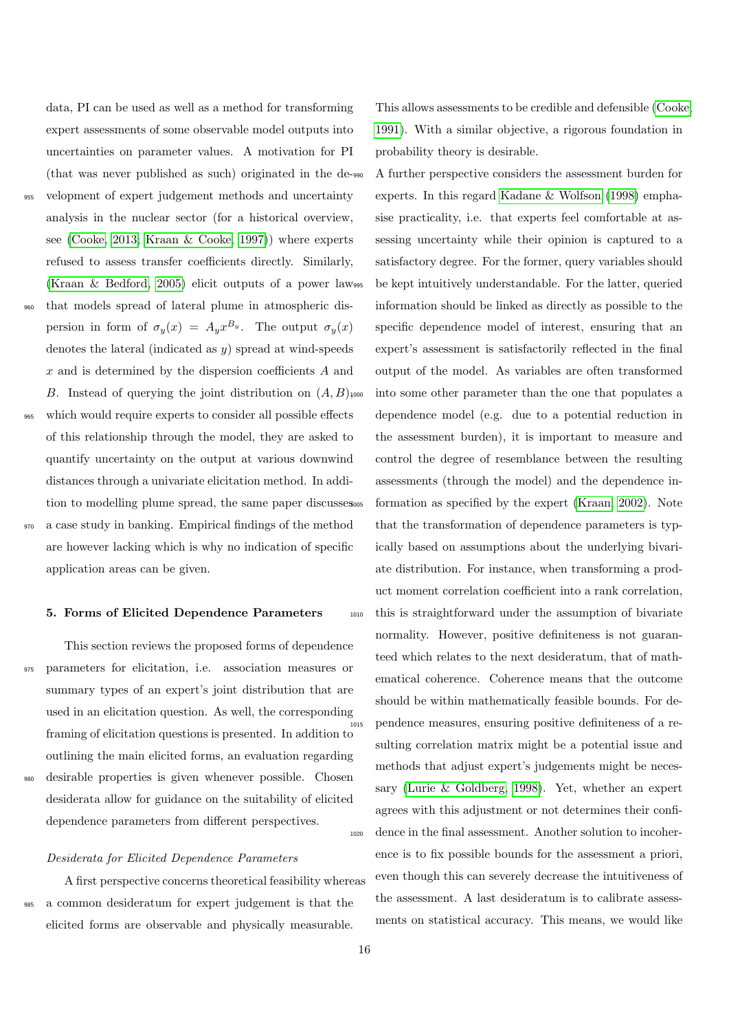data, PI can be used as well as a method for transforming expert assessments of some observable model outputs into uncertainties on parameter values. A motivation for PI (that was never published as such) originated in the development of expert judgement methods and uncertainty analysis in the nuclear sector (for a historical overview, see (Cooke, 2013; Kraan & Cooke, 1997)) where experts refused to assess transfer coefficients directly. Similarly, (Kraan & Bedford, 2005) elicit outputs of a power law that models spread of lateral plume in atmospheric dispersion in form of $\sigma_y(x) = A_y x^{B_y}$. The output $\sigma_y(x)$ denotes the lateral (indicated as $y$) spread at wind-speeds $x$ and is determined by the dispersion coefficients $A$ and $B$. Instead of querying the joint distribution on $(A, B)$, which would require experts to consider all possible effects of this relationship through the model, they are asked to quantify uncertainty on the output at various downwind distances through a univariate elicitation method. In addition to modelling plume spread, the same paper discusses a case study in banking. Empirical findings of the method are however lacking which is why no indication of specific application areas can be given.

## 5. Forms of Elicited Dependence Parameters

This section reviews the proposed forms of dependence parameters for elicitation, i.e. association measures or summary types of an expert's joint distribution that are used in an elicitation question. As well, the corresponding framing of elicitation questions is presented. In addition to outlining the main elicited forms, an evaluation regarding desirable properties is given whenever possible. Chosen desiderata allow for guidance on the suitability of elicited dependence parameters from different perspectives.

*Desiderata for Elicited Dependence Parameters*

A first perspective concerns theoretical feasibility whereas a common desideratum for expert judgement is that the elicited forms are observable and physically measurable. This allows assessments to be credible and defensible (Cooke, 1991). With a similar objective, a rigorous foundation in probability theory is desirable.

A further perspective considers the assessment burden for experts. In this regard Kadane & Wolfson (1998) emphasise practicality, i.e. that experts feel comfortable at assessing uncertainty while their opinion is captured to a satisfactory degree. For the former, query variables should be kept intuitively understandable. For the latter, queried information should be linked as directly as possible to the specific dependence model of interest, ensuring that an expert's assessment is satisfactorily reflected in the final output of the model. As variables are often transformed into some other parameter than the one that populates a dependence model (e.g. due to a potential reduction in the assessment burden), it is important to measure and control the degree of resemblance between the resulting assessments (through the model) and the dependence information as specified by the expert (Kraan, 2002). Note that the transformation of dependence parameters is typically based on assumptions about the underlying bivariate distribution. For instance, when transforming a product moment correlation coefficient into a rank correlation, this is straightforward under the assumption of bivariate normality. However, positive definiteness is not guaranteed which relates to the next desideratum, that of mathematical coherence. Coherence means that the outcome should be within mathematically feasible bounds. For dependence measures, ensuring positive definiteness of a resulting correlation matrix might be a potential issue and methods that adjust expert's judgements might be necessary (Lurie & Goldberg, 1998). Yet, whether an expert agrees with this adjustment or not determines their confidence in the final assessment. Another solution to incoherence is to fix possible bounds for the assessment a priori, even though this can severely decrease the intuitiveness of the assessment. A last desideratum is to calibrate assessments on statistical accuracy. This means, we would like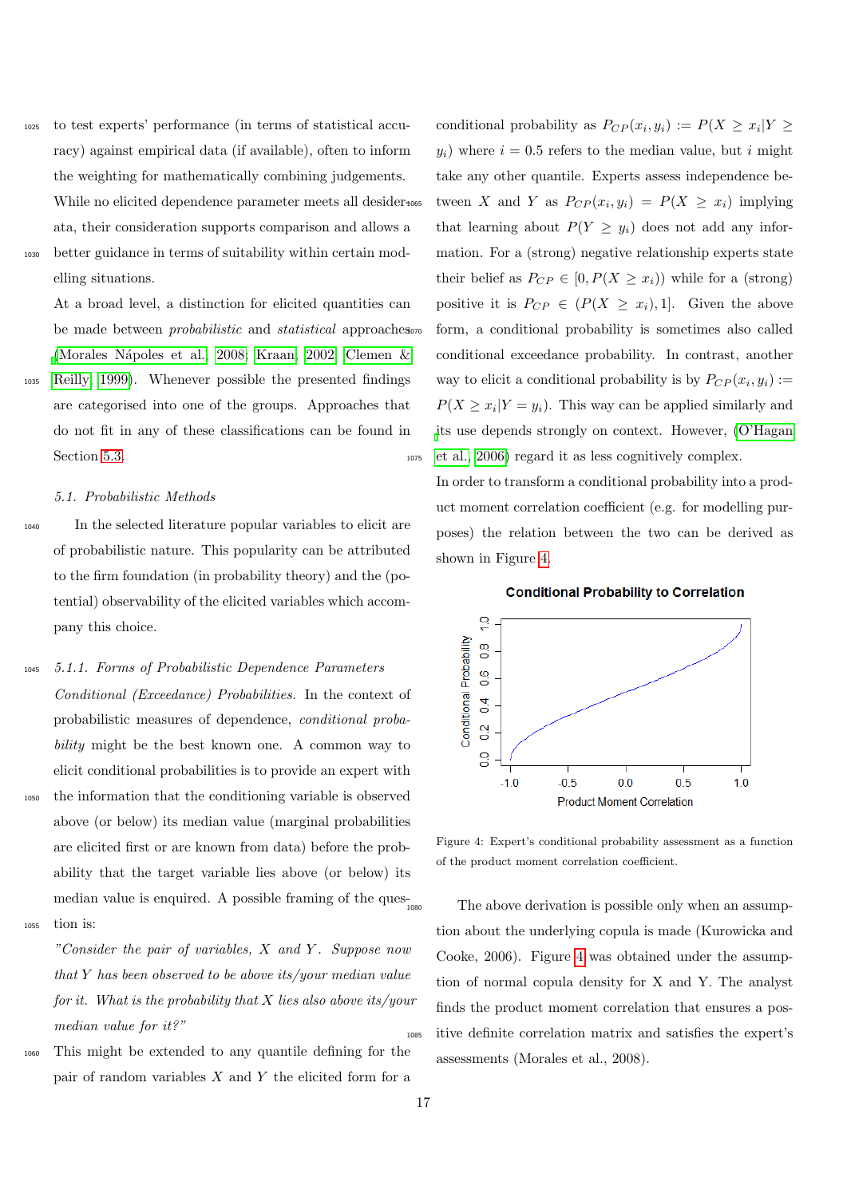to test experts' performance (in terms of statistical accuracy) against empirical data (if available), often to inform the weighting for mathematically combining judgements. While no elicited dependence parameter meets all desiderata, their consideration supports comparison and allows a better guidance in terms of suitability within certain modelling situations.

At a broad level, a distinction for elicited quantities can be made between *probabilistic* and *statistical* approaches (Morales Nápoles et al., 2008; Kraan, 2002; Clemen & Reilly, 1999). Whenever possible the presented findings are categorised into one of the groups. Approaches that do not fit in any of these classifications can be found in Section 5.3.

### 5.1. Probabilistic Methods

In the selected literature popular variables to elicit are of probabilistic nature. This popularity can be attributed to the firm foundation (in probability theory) and the (potential) observability of the elicited variables which accompany this choice.

#### 5.1.1. Forms of Probabilistic Dependence Parameters

*Conditional (Exceedance) Probabilities.* In the context of probabilistic measures of dependence, *conditional probability* might be the best known one. A common way to elicit conditional probabilities is to provide an expert with the information that the conditioning variable is observed above (or below) its median value (marginal probabilities are elicited first or are known from data) before the probability that the target variable lies above (or below) its median value is enquired. A possible framing of the question is:

*"Consider the pair of variables, $X$ and $Y$. Suppose now that $Y$ has been observed to be above its/your median value for it. What is the probability that $X$ lies also above its/your median value for it?"*

This might be extended to any quantile defining for the pair of random variables $X$ and $Y$ the elicited form for a conditional probability as $P_{CP}(x_i, y_i) := P(X \geq x_i | Y \geq y_i)$ where $i = 0.5$ refers to the median value, but $i$ might take any other quantile. Experts assess independence between $X$ and $Y$ as $P_{CP}(x_i, y_i) = P(X \geq x_i)$ implying that learning about $P(Y \geq y_i)$ does not add any information. For a (strong) negative relationship experts state their belief as $P_{CP} \in [0, P(X \geq x_i))$ while for a (strong) positive it is $P_{CP} \in (P(X \geq x_i), 1]$. Given the above form, a conditional probability is sometimes also called conditional exceedance probability. In contrast, another way to elicit a conditional probability is by $P_{CP}(x_i, y_i) := P(X \geq x_i | Y = y_i)$. This way can be applied similarly and its use depends strongly on context. However, (O'Hagan et al., 2006) regard it as less cognitively complex.

In order to transform a conditional probability into a product moment correlation coefficient (e.g. for modelling purposes) the relation between the two can be derived as shown in Figure 4.

Figure 4: Expert's conditional probability assessment as a function of the product moment correlation coefficient.

The above derivation is possible only when an assumption about the underlying copula is made (Kurowicka and Cooke, 2006). Figure 4 was obtained under the assumption of normal copula density for X and Y. The analyst finds the product moment correlation that ensures a positive definite correlation matrix and satisfies the expert's assessments (Morales et al., 2008).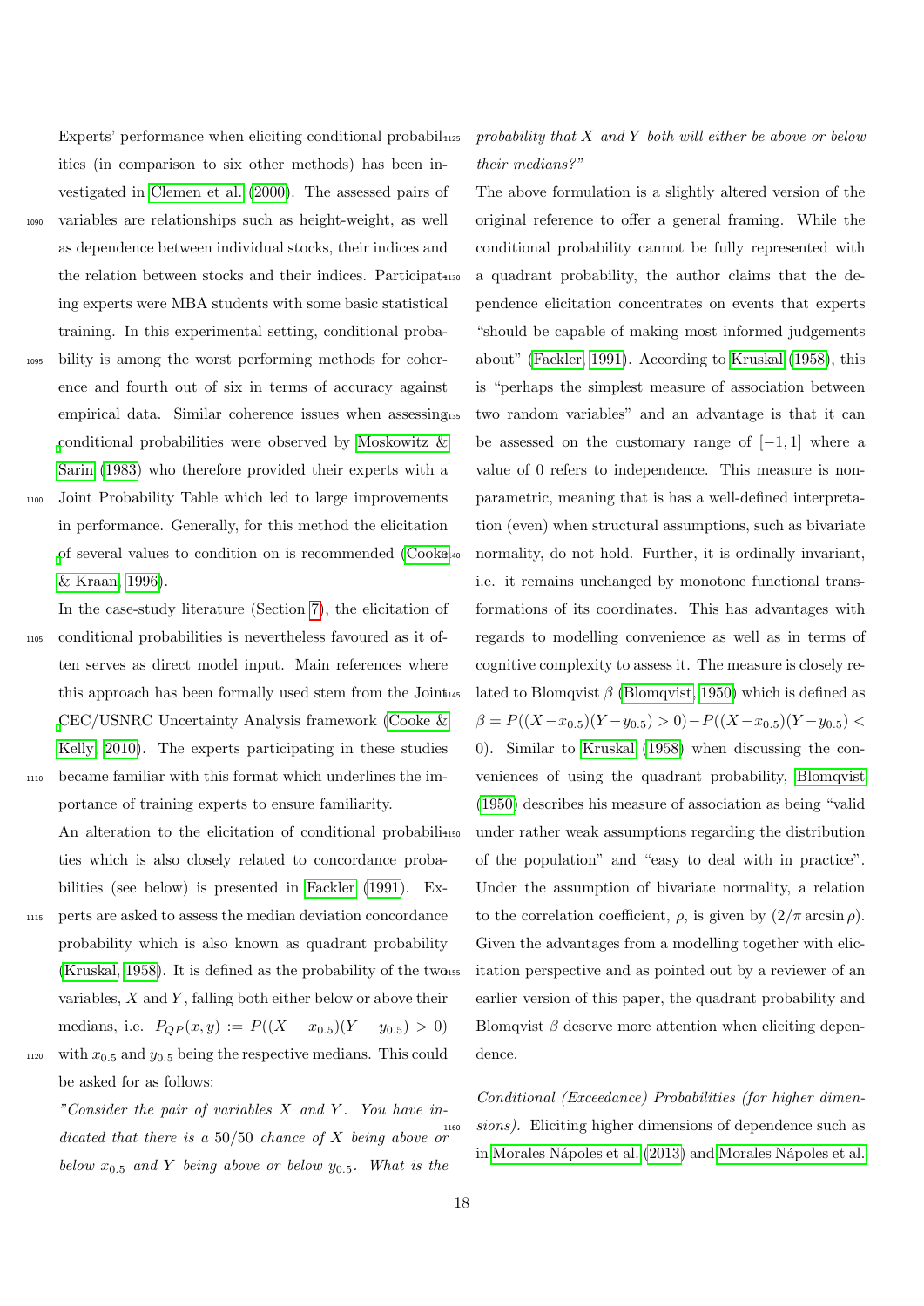Experts' performance when eliciting conditional probabilities (in comparison to six other methods) has been investigated in Clemen et al. (2000). The assessed pairs of variables are relationships such as height-weight, as well as dependence between individual stocks, their indices and the relation between stocks and their indices. Participating experts were MBA students with some basic statistical training. In this experimental setting, conditional probability is among the worst performing methods for coherence and fourth out of six in terms of accuracy against empirical data. Similar coherence issues when assessing conditional probabilities were observed by Moskowitz & Sarin (1983) who therefore provided their experts with a Joint Probability Table which led to large improvements in performance. Generally, for this method the elicitation of several values to condition on is recommended (Cooke & Kraan, 1996).

In the case-study literature (Section 7), the elicitation of conditional probabilities is nevertheless favoured as it often serves as direct model input. Main references where this approach has been formally used stem from the Joint CEC/USNRC Uncertainty Analysis framework (Cooke & Kelly, 2010). The experts participating in these studies became familiar with this format which underlines the importance of training experts to ensure familiarity.

An alteration to the elicitation of conditional probabilities which is also closely related to concordance probabilities (see below) is presented in Fackler (1991). Experts are asked to assess the median deviation concordance probability which is also known as quadrant probability (Kruskal, 1958). It is defined as the probability of the two variables, $X$ and $Y$, falling both either below or above their medians, i.e. $P_{QP}(x, y) := P((X - x_{0.5})(Y - y_{0.5}) > 0)$ with $x_{0.5}$ and $y_{0.5}$ being the respective medians. This could be asked for as follows:

*"Consider the pair of variables $X$ and $Y$. You have indicated that there is a 50/50 chance of $X$ being above or below $x_{0.5}$ and $Y$ being above or below $y_{0.5}$. What is the probability that $X$ and $Y$ both will either be above or below their medians?"*

The above formulation is a slightly altered version of the original reference to offer a general framing. While the conditional probability cannot be fully represented with a quadrant probability, the author claims that the dependence elicitation concentrates on events that experts "should be capable of making most informed judgements about" (Fackler, 1991). According to Kruskal (1958), this is "perhaps the simplest measure of association between two random variables" and an advantage is that it can be assessed on the customary range of $[-1, 1]$ where a value of 0 refers to independence. This measure is non-parametric, meaning that is has a well-defined interpretation (even) when structural assumptions, such as bivariate normality, do not hold. Further, it is ordinally invariant, i.e. it remains unchanged by monotone functional transformations of its coordinates. This has advantages with regards to modelling convenience as well as in terms of cognitive complexity to assess it. The measure is closely related to Blomqvist $\beta$ (Blomqvist, 1950) which is defined as $\beta = P((X - x_{0.5})(Y - y_{0.5}) > 0) - P((X - x_{0.5})(Y - y_{0.5}) < 0)$. Similar to Kruskal (1958) when discussing the conveniences of using the quadrant probability, Blomqvist (1950) describes his measure of association as being "valid under rather weak assumptions regarding the distribution of the population" and "easy to deal with in practice". Under the assumption of bivariate normality, a relation to the correlation coefficient, $\rho$, is given by $(2/\pi \arcsin \rho)$. Given the advantages from a modelling together with elicitation perspective and as pointed out by a reviewer of an earlier version of this paper, the quadrant probability and Blomqvist $\beta$ deserve more attention when eliciting dependence.

*Conditional (Exceedance) Probabilities (for higher dimensions).* Eliciting higher dimensions of dependence such as in Morales Nápoles et al. (2013) and Morales Nápoles et al.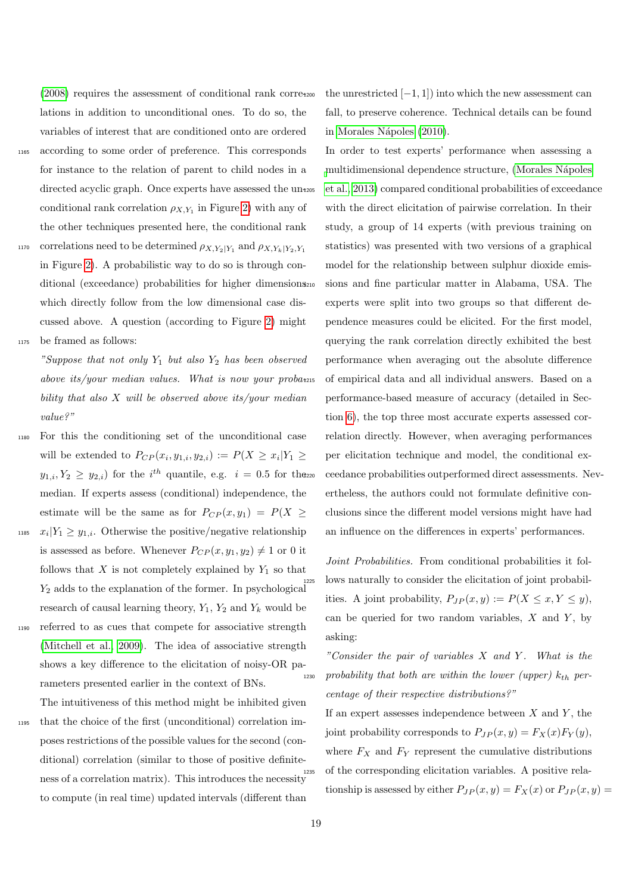(2008) requires the assessment of conditional rank correlations in addition to unconditional ones. To do so, the variables of interest that are conditioned onto are ordered according to some order of preference. This corresponds for instance to the relation of parent to child nodes in a directed acyclic graph. Once experts have assessed the unconditional rank correlation $\rho_{X,Y_1}$ in Figure 2) with any of the other techniques presented here, the conditional rank correlations need to be determined $\rho_{X,Y_2|Y_1}$ and $\rho_{X,Y_k|Y_2,Y_1}$ in Figure 2). A probabilistic way to do so is through conditional (exceedance) probabilities for higher dimensions which directly follow from the low dimensional case discussed above. A question (according to Figure 2) might be framed as follows:

*"Suppose that not only $Y_1$ but also $Y_2$ has been observed above its/your median values. What is now your probability that also $X$ will be observed above its/your median value?"*

For this the conditioning set of the unconditional case will be extended to $P_{CP}(x_i, y_{1,i}, y_{2,i}) := P(X \geq x_i | Y_1 \geq y_{1,i}, Y_2 \geq y_{2,i})$ for the $i^{th}$ quantile, e.g. $i = 0.5$ for the median. If experts assess (conditional) independence, the estimate will be the same as for $P_{CP}(x, y_1) = P(X \geq x_i | Y_1 \geq y_{1,i}$. Otherwise the positive/negative relationship is assessed as before. Whenever $P_{CP}(x, y_1, y_2) \neq 1$ or 0 it follows that $X$ is not completely explained by $Y_1$ so that $Y_2$ adds to the explanation of the former. In psychological research of causal learning theory, $Y_1$, $Y_2$ and $Y_k$ would be referred to as cues that compete for associative strength (Mitchell et al., 2009). The idea of associative strength shows a key difference to the elicitation of noisy-OR parameters presented earlier in the context of BNs.

The intuitiveness of this method might be inhibited given that the choice of the first (unconditional) correlation imposes restrictions of the possible values for the second (conditional) correlation (similar to those of positive definiteness of a correlation matrix). This introduces the necessity to compute (in real time) updated intervals (different than the unrestricted $[-1, 1]$) into which the new assessment can fall, to preserve coherence. Technical details can be found in Morales Nápoles (2010).

In order to test experts' performance when assessing a multidimensional dependence structure, (Morales Nápoles et al., 2013) compared conditional probabilities of exceedance with the direct elicitation of pairwise correlation. In their study, a group of 14 experts (with previous training on statistics) was presented with two versions of a graphical model for the relationship between sulphur dioxide emissions and fine particular matter in Alabama, USA. The experts were split into two groups so that different dependence measures could be elicited. For the first model, querying the rank correlation directly exhibited the best performance when averaging out the absolute difference of empirical data and all individual answers. Based on a performance-based measure of accuracy (detailed in Section 6), the top three most accurate experts assessed correlation directly. However, when averaging performances per elicitation technique and model, the conditional exceedance probabilities outperformed direct assessments. Nevertheless, the authors could not formulate definitive conclusions since the different model versions might have had an influence on the differences in experts' performances.

*Joint Probabilities.* From conditional probabilities it follows naturally to consider the elicitation of joint probabilities. A joint probability, $P_{JP}(x, y) := P(X \leq x, Y \leq y)$, can be queried for two random variables, $X$ and $Y$, by asking:

*"Consider the pair of variables $X$ and $Y$. What is the probability that both are within the lower (upper) $k_{th}$ percentage of their respective distributions?"*

If an expert assesses independence between $X$ and $Y$, the joint probability corresponds to $P_{JP}(x, y) = F_X(x)F_Y(y)$, where $F_X$ and $F_Y$ represent the cumulative distributions of the corresponding elicitation variables. A positive relationship is assessed by either $P_{JP}(x, y) = F_X(x)$ or $P_{JP}(x, y) =$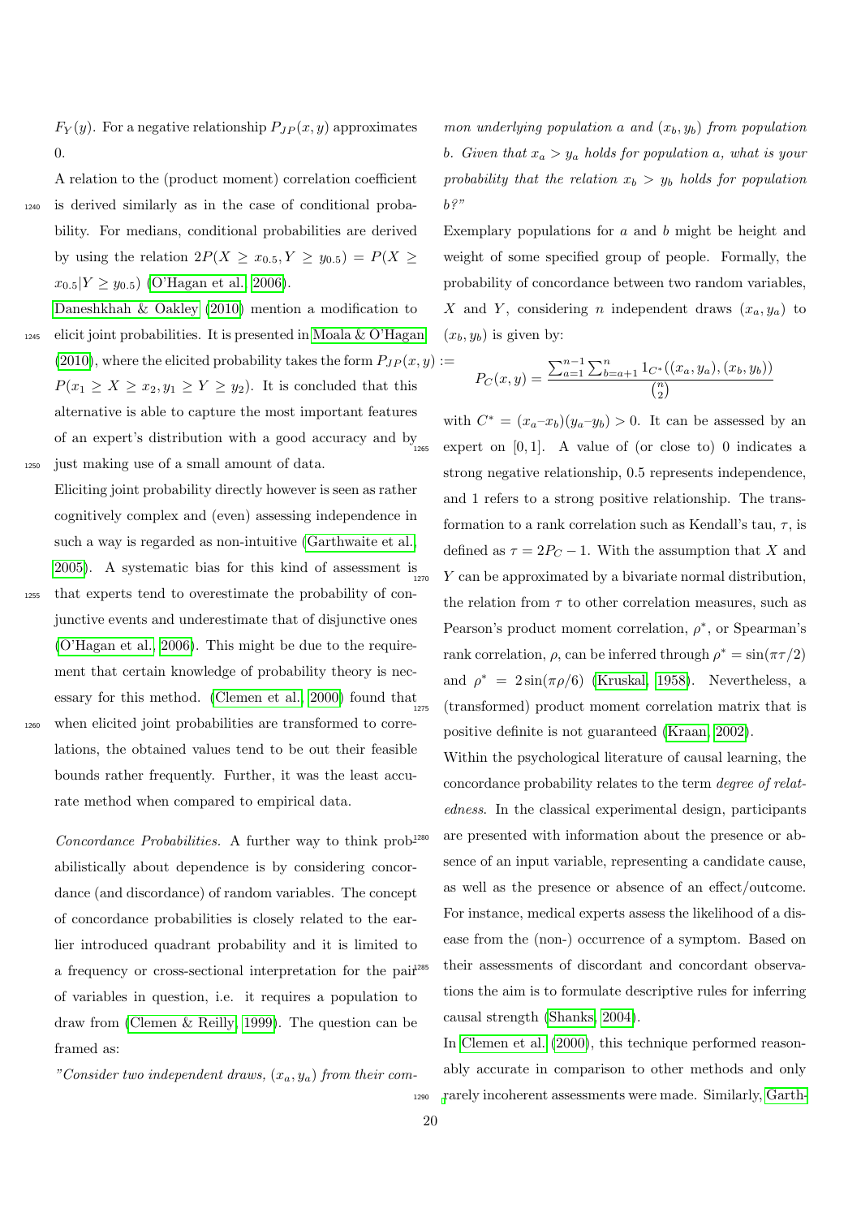$F_Y(y)$. For a negative relationship $P_{JP}(x,y)$ approximates 0.

A relation to the (product moment) correlation coefficient is derived similarly as in the case of conditional probability. For medians, conditional probabilities are derived by using the relation $2P(X \geq x_{0.5}, Y \geq y_{0.5}) = P(X \geq x_{0.5} | Y \geq y_{0.5})$ (O'Hagan et al., 2006).

Daneshkhah & Oakley (2010) mention a modification to elicit joint probabilities. It is presented in Moala & O'Hagan (2010), where the elicited probability takes the form $P_{JP}(x,y) := P(x_1 \geq X \geq x_2, y_1 \geq Y \geq y_2)$. It is concluded that this alternative is able to capture the most important features of an expert's distribution with a good accuracy and by just making use of a small amount of data.

Eliciting joint probability directly however is seen as rather cognitively complex and (even) assessing independence in such a way is regarded as non-intuitive (Garthwaite et al., 2005). A systematic bias for this kind of assessment is that experts tend to overestimate the probability of conjunctive events and underestimate that of disjunctive ones (O'Hagan et al., 2006). This might be due to the requirement that certain knowledge of probability theory is necessary for this method. (Clemen et al., 2000) found that when elicited joint probabilities are transformed to correlations, the obtained values tend to be out their feasible bounds rather frequently. Further, it was the least accurate method when compared to empirical data.

*Concordance Probabilities.* A further way to think probabilistically about dependence is by considering concordance (and discordance) of random variables. The concept of concordance probabilities is closely related to the earlier introduced quadrant probability and it is limited to a frequency or cross-sectional interpretation for the pair of variables in question, i.e. it requires a population to draw from (Clemen & Reilly, 1999). The question can be framed as:

*"Consider two independent draws, $(x_a, y_a)$ from their common underlying population $a$ and $(x_b, y_b)$ from population $b$. Given that $x_a > y_a$ holds for population $a$, what is your probability that the relation $x_b > y_b$ holds for population $b$?"*

Exemplary populations for $a$ and $b$ might be height and weight of some specified group of people. Formally, the probability of concordance between two random variables, $X$ and $Y$, considering $n$ independent draws $(x_a, y_a)$ to $(x_b, y_b)$ is given by:

$$P_C(x,y) = \frac{\sum_{a=1}^{n-1} \sum_{b=a+1}^{n} 1_{C^*}((x_a, y_a), (x_b, y_b))}{\binom{n}{2}}$$

with $C^* = (x_a - x_b)(y_a - y_b) > 0$. It can be assessed by an expert on $[0,1]$. A value of (or close to) 0 indicates a strong negative relationship, 0.5 represents independence, and 1 refers to a strong positive relationship. The transformation to a rank correlation such as Kendall's tau, $\tau$, is defined as $\tau = 2P_C - 1$. With the assumption that $X$ and $Y$ can be approximated by a bivariate normal distribution, the relation from $\tau$ to other correlation measures, such as Pearson's product moment correlation, $\rho^*$, or Spearman's rank correlation, $\rho$, can be inferred through $\rho^* = \sin(\pi\tau/2)$ and $\rho^* = 2\sin(\pi\rho/6)$ (Kruskal, 1958). Nevertheless, a (transformed) product moment correlation matrix that is positive definite is not guaranteed (Kraan, 2002).

Within the psychological literature of causal learning, the concordance probability relates to the term *degree of relatedness*. In the classical experimental design, participants are presented with information about the presence or absence of an input variable, representing a candidate cause, as well as the presence or absence of an effect/outcome. For instance, medical experts assess the likelihood of a disease from the (non-) occurrence of a symptom. Based on their assessments of discordant and concordant observations the aim is to formulate descriptive rules for inferring causal strength (Shanks, 2004).

In Clemen et al. (2000), this technique performed reasonably accurate in comparison to other methods and only rarely incoherent assessments were made. Similarly, Garth-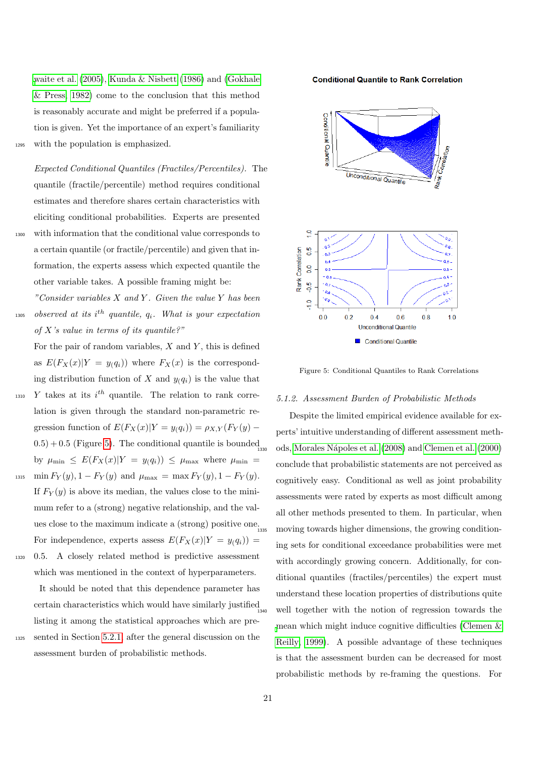waite et al. (2005), Kunda & Nisbett (1986) and (Gokhale & Press, 1982) come to the conclusion that this method is reasonably accurate and might be preferred if a population is given. Yet the importance of an expert's familiarity with the population is emphasized.

*Expected Conditional Quantiles (Fractiles/Percentiles).* The quantile (fractile/percentile) method requires conditional estimates and therefore shares certain characteristics with eliciting conditional probabilities. Experts are presented with information that the conditional value corresponds to a certain quantile (or fractile/percentile) and given that information, the experts assess which expected quantile the other variable takes. A possible framing might be:

*"Consider variables X and Y. Given the value Y has been observed at its $i^{th}$ quantile, $q_i$. What is your expectation of X's value in terms of its quantile?"*

For the pair of random variables, $X$ and $Y$, this is defined as $E(F_X(x)|Y = y_{(q_i)})$ where $F_X(x)$ is the corresponding distribution function of $X$ and $y_{(q_i)}$ is the value that $Y$ takes at its $i^{th}$ quantile. The relation to rank correlation is given through the standard non-parametric regression function of $E(F_X(x)|Y = y_{(q_i)}) = \rho_{X,Y}(F_Y(y) - 0.5) + 0.5$ (Figure 5). The conditional quantile is bounded by $\mu_{\min} \leq E(F_X(x)|Y = y_{(q_i)}) \leq \mu_{\max}$ where $\mu_{\min} = \min F_Y(y), 1 - F_Y(y)$ and $\mu_{\max} = \max F_Y(y), 1 - F_Y(y)$. If $F_Y(y)$ is above its median, the values close to the minimum refer to a (strong) negative relationship, and the values close to the maximum indicate a (strong) positive one. For independence, experts assess $E(F_X(x)|Y = y_{(q_i)}) = 0.5$. A closely related method is predictive assessment which was mentioned in the context of hyperparameters.

It should be noted that this dependence parameter has certain characteristics which would have similarly justified listing it among the statistical approaches which are presented in Section 5.2.1 after the general discussion on the assessment burden of probabilistic methods.

Figure 5: Conditional Quantiles to Rank Correlations

#### 5.1.2. Assessment Burden of Probabilistic Methods

Despite the limited empirical evidence available for experts' intuitive understanding of different assessment methods, Morales Nápoles et al. (2008) and Clemen et al. (2000) conclude that probabilistic statements are not perceived as cognitively easy. Conditional as well as joint probability assessments were rated by experts as most difficult among all other methods presented to them. In particular, when moving towards higher dimensions, the growing conditioning sets for conditional exceedance probabilities were met with accordingly growing concern. Additionally, for conditional quantiles (fractiles/percentiles) the expert must understand these location properties of distributions quite well together with the notion of regression towards the mean which might induce cognitive difficulties (Clemen & Reilly, 1999). A possible advantage of these techniques is that the assessment burden can be decreased for most probabilistic methods by re-framing the questions. For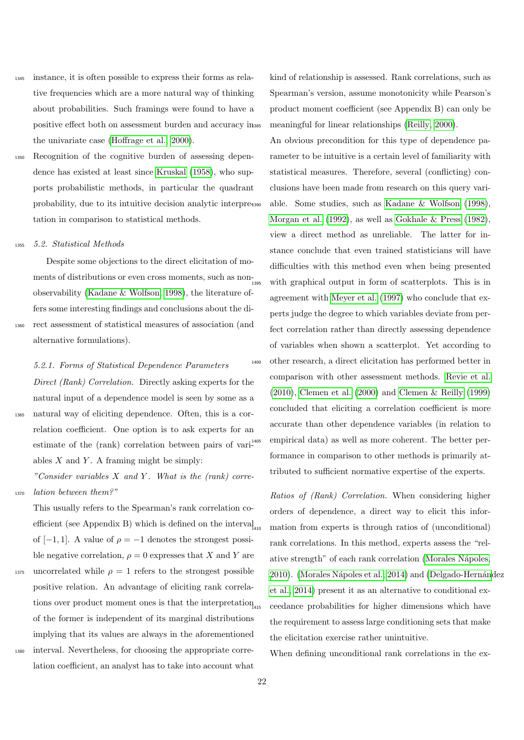instance, it is often possible to express their forms as relative frequencies which are a more natural way of thinking about probabilities. Such framings were found to have a positive effect both on assessment burden and accuracy in the univariate case (Hoffrage et al., 2000).

Recognition of the cognitive burden of assessing dependence has existed at least since Kruskal (1958), who supports probabilistic methods, in particular the quadrant probability, due to its intuitive decision analytic interpretation in comparison to statistical methods.

### 5.2. Statistical Methods

Despite some objections to the direct elicitation of moments of distributions or even cross moments, such as non-observability (Kadane & Wolfson, 1998), the literature offers some interesting findings and conclusions about the direct assessment of statistical measures of association (and alternative formulations).

#### 5.2.1. Forms of Statistical Dependence Parameters

*Direct (Rank) Correlation.* Directly asking experts for the natural input of a dependence model is seen by some as a natural way of eliciting dependence. Often, this is a correlation coefficient. One option is to ask experts for an estimate of the (rank) correlation between pairs of variables $X$ and $Y$. A framing might be simply:

*"Consider variables $X$ and $Y$. What is the (rank) correlation between them?"*

This usually refers to the Spearman's rank correlation coefficient (see Appendix B) which is defined on the interval of $[-1, 1]$. A value of $\rho = -1$ denotes the strongest possible negative correlation, $\rho = 0$ expresses that $X$ and $Y$ are uncorrelated while $\rho = 1$ refers to the strongest possible positive relation. An advantage of eliciting rank correlations over product moment ones is that the interpretation of the former is independent of its marginal distributions implying that its values are always in the aforementioned interval. Nevertheless, for choosing the appropriate correlation coefficient, an analyst has to take into account what kind of relationship is assessed. Rank correlations, such as Spearman's version, assume monotonicity while Pearson's product moment coefficient (see Appendix B) can only be meaningful for linear relationships (Reilly, 2000).

An obvious precondition for this type of dependence parameter to be intuitive is a certain level of familiarity with statistical measures. Therefore, several (conflicting) conclusions have been made from research on this query variable. Some studies, such as Kadane & Wolfson (1998), Morgan et al. (1992), as well as Gokhale & Press (1982), view a direct method as unreliable. The latter for instance conclude that even trained statisticians will have difficulties with this method even when being presented with graphical output in form of scatterplots. This is in agreement with Meyer et al. (1997) who conclude that experts judge the degree to which variables deviate from perfect correlation rather than directly assessing dependence of variables when shown a scatterplot. Yet according to other research, a direct elicitation has performed better in comparison with other assessment methods. Revie et al. (2010), Clemen et al. (2000) and Clemen & Reilly (1999) concluded that eliciting a correlation coefficient is more accurate than other dependence variables (in relation to empirical data) as well as more coherent. The better performance in comparison to other methods is primarily attributed to sufficient normative expertise of the experts.

*Ratios of (Rank) Correlation.* When considering higher orders of dependence, a direct way to elicit this information from experts is through ratios of (unconditional) rank correlations. In this method, experts assess the "relative strength" of each rank correlation (Morales Nápoles, 2010). (Morales Nápoles et al., 2014) and (Delgado-Hernández et al., 2014) present it as an alternative to conditional exceedance probabilities for higher dimensions which have the requirement to assess large conditioning sets that make the elicitation exercise rather unintuitive.

When defining unconditional rank correlations in the ex-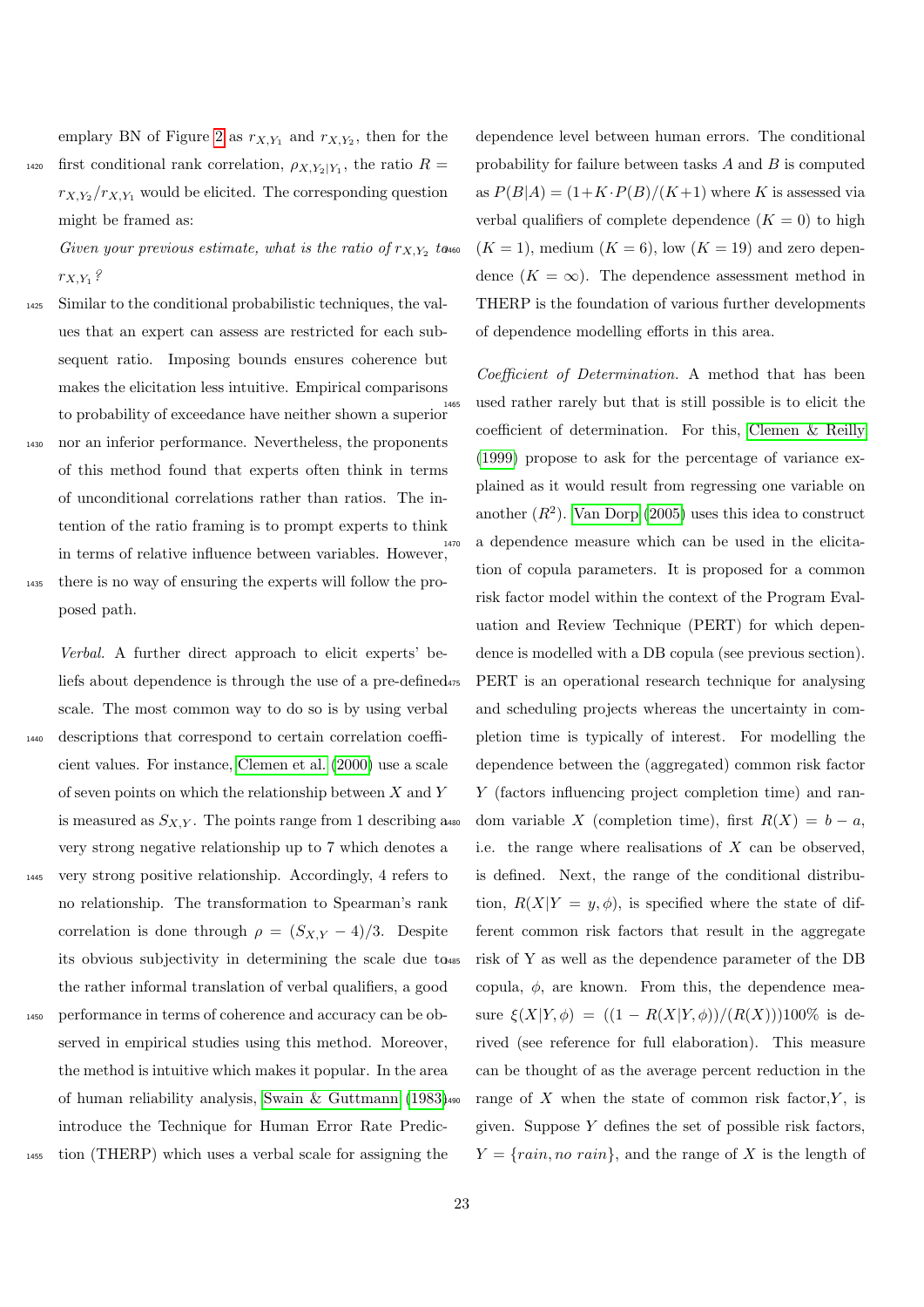emplary BN of Figure 2 as $r_{X,Y_1}$ and $r_{X,Y_2}$, then for the first conditional rank correlation, $\rho_{X,Y_2|Y_1}$, the ratio $R = r_{X,Y_2}/r_{X,Y_1}$ would be elicited. The corresponding question might be framed as:

*Given your previous estimate, what is the ratio of $r_{X,Y_2}$ to $r_{X,Y_1}$?*

Similar to the conditional probabilistic techniques, the values that an expert can assess are restricted for each subsequent ratio. Imposing bounds ensures coherence but makes the elicitation less intuitive. Empirical comparisons to probability of exceedance have neither shown a superior nor an inferior performance. Nevertheless, the proponents of this method found that experts often think in terms of unconditional correlations rather than ratios. The intention of the ratio framing is to prompt experts to think in terms of relative influence between variables. However, there is no way of ensuring the experts will follow the proposed path.

*Verbal.* A further direct approach to elicit experts' beliefs about dependence is through the use of a pre-defined scale. The most common way to do so is by using verbal descriptions that correspond to certain correlation coefficient values. For instance, Clemen et al. (2000) use a scale of seven points on which the relationship between $X$ and $Y$ is measured as $S_{X,Y}$. The points range from 1 describing a very strong negative relationship up to 7 which denotes a very strong positive relationship. Accordingly, 4 refers to no relationship. The transformation to Spearman's rank correlation is done through $\rho = (S_{X,Y} - 4)/3$. Despite its obvious subjectivity in determining the scale due to the rather informal translation of verbal qualifiers, a good performance in terms of coherence and accuracy can be observed in empirical studies using this method. Moreover, the method is intuitive which makes it popular. In the area of human reliability analysis, Swain & Guttmann (1983) introduce the Technique for Human Error Rate Prediction (THERP) which uses a verbal scale for assigning the dependence level between human errors. The conditional probability for failure between tasks $A$ and $B$ is computed as $P(B|A) = (1+K \cdot P(B)/(K+1)$ where $K$ is assessed via verbal qualifiers of complete dependence ($K = 0$) to high ($K = 1$), medium ($K = 6$), low ($K = 19$) and zero dependence ($K = \infty$). The dependence assessment method in THERP is the foundation of various further developments of dependence modelling efforts in this area.

*Coefficient of Determination.* A method that has been used rather rarely but that is still possible is to elicit the coefficient of determination. For this, Clemen & Reilly (1999) propose to ask for the percentage of variance explained as it would result from regressing one variable on another ($R^2$). Van Dorp (2005) uses this idea to construct a dependence measure which can be used in the elicitation of copula parameters. It is proposed for a common risk factor model within the context of the Program Evaluation and Review Technique (PERT) for which dependence is modelled with a DB copula (see previous section). PERT is an operational research technique for analysing and scheduling projects whereas the uncertainty in completion time is typically of interest. For modelling the dependence between the (aggregated) common risk factor $Y$ (factors influencing project completion time) and random variable $X$ (completion time), first $R(X) = b - a$, i.e. the range where realisations of $X$ can be observed, is defined. Next, the range of the conditional distribution, $R(X|Y = y, \phi)$, is specified where the state of different common risk factors that result in the aggregate risk of Y as well as the dependence parameter of the DB copula, $\phi$, are known. From this, the dependence measure $\xi(X|Y, \phi) = ((1 - R(X|Y, \phi))/(R(X)))100\%$ is derived (see reference for full elaboration). This measure can be thought of as the average percent reduction in the range of $X$ when the state of common risk factor,$Y$, is given. Suppose $Y$ defines the set of possible risk factors, $Y = \{rain, no\ rain\}$, and the range of $X$ is the length of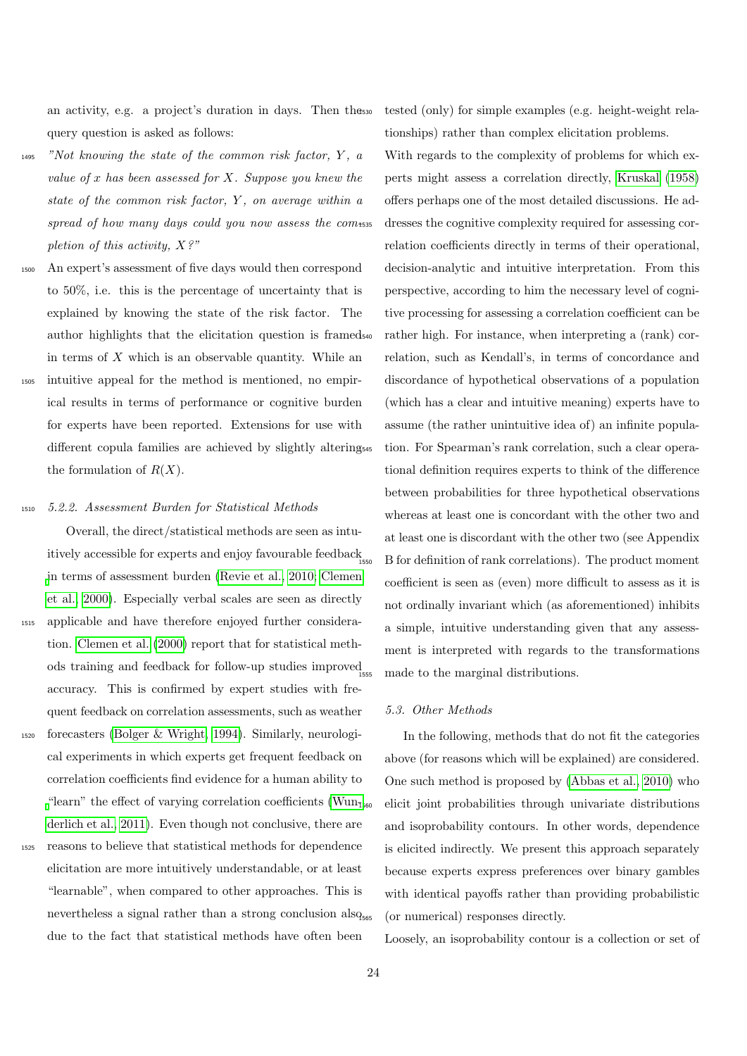an activity, e.g. a project's duration in days. Then the query question is asked as follows:

*"Not knowing the state of the common risk factor, $Y$, a value of $x$ has been assessed for $X$. Suppose you knew the state of the common risk factor, $Y$, on average within a spread of how many days could you now assess the completion of this activity, $X$?"*

An expert's assessment of five days would then correspond to 50%, i.e. this is the percentage of uncertainty that is explained by knowing the state of the risk factor. The author highlights that the elicitation question is framed in terms of $X$ which is an observable quantity. While an intuitive appeal for the method is mentioned, no empirical results in terms of performance or cognitive burden for experts have been reported. Extensions for use with different copula families are achieved by slightly altering the formulation of $R(X)$.

#### 5.2.2. Assessment Burden for Statistical Methods

Overall, the direct/statistical methods are seen as intuitively accessible for experts and enjoy favourable feedback in terms of assessment burden (Revie et al., 2010; Clemen et al., 2000). Especially verbal scales are seen as directly applicable and have therefore enjoyed further consideration. Clemen et al. (2000) report that for statistical methods training and feedback for follow-up studies improved accuracy. This is confirmed by expert studies with frequent feedback on correlation assessments, such as weather forecasters (Bolger & Wright, 1994). Similarly, neurological experiments in which experts get frequent feedback on correlation coefficients find evidence for a human ability to "learn" the effect of varying correlation coefficients (Wunderlich et al., 2011). Even though not conclusive, there are reasons to believe that statistical methods for dependence elicitation are more intuitively understandable, or at least "learnable", when compared to other approaches. This is nevertheless a signal rather than a strong conclusion also due to the fact that statistical methods have often been tested (only) for simple examples (e.g. height-weight relationships) rather than complex elicitation problems.

With regards to the complexity of problems for which experts might assess a correlation directly, Kruskal (1958) offers perhaps one of the most detailed discussions. He addresses the cognitive complexity required for assessing correlation coefficients directly in terms of their operational, decision-analytic and intuitive interpretation. From this perspective, according to him the necessary level of cognitive processing for assessing a correlation coefficient can be rather high. For instance, when interpreting a (rank) correlation, such as Kendall's, in terms of concordance and discordance of hypothetical observations of a population (which has a clear and intuitive meaning) experts have to assume (the rather unintuitive idea of) an infinite population. For Spearman's rank correlation, such a clear operational definition requires experts to think of the difference between probabilities for three hypothetical observations whereas at least one is concordant with the other two and at least one is discordant with the other two (see Appendix B for definition of rank correlations). The product moment coefficient is seen as (even) more difficult to assess as it is not ordinally invariant which (as aforementioned) inhibits a simple, intuitive understanding given that any assessment is interpreted with regards to the transformations made to the marginal distributions.

### 5.3. Other Methods

In the following, methods that do not fit the categories above (for reasons which will be explained) are considered. One such method is proposed by (Abbas et al., 2010) who elicit joint probabilities through univariate distributions and isoprobability contours. In other words, dependence is elicited indirectly. We present this approach separately because experts express preferences over binary gambles with identical payoffs rather than providing probabilistic (or numerical) responses directly.

Loosely, an isoprobability contour is a collection or set of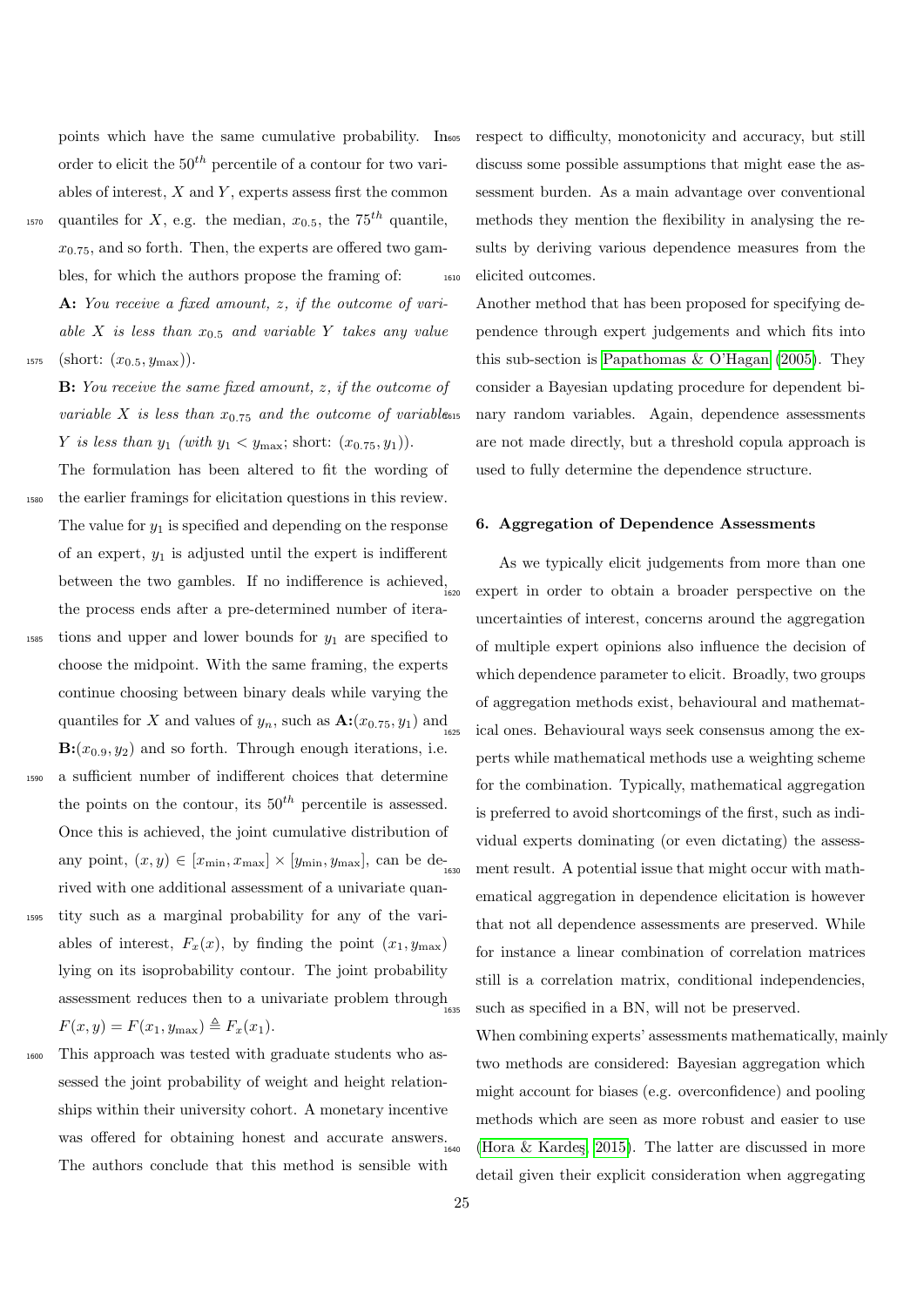points which have the same cumulative probability. In order to elicit the $50^{th}$ percentile of a contour for two variables of interest, $X$ and $Y$, experts assess first the common quantiles for $X$, e.g. the median, $x_{0.5}$, the $75^{th}$ quantile, $x_{0.75}$, and so forth. Then, the experts are offered two gambles, for which the authors propose the framing of:

**A:** *You receive a fixed amount, z, if the outcome of variable X is less than* $x_{0.5}$ *and variable Y takes any value* (short: $(x_{0.5}, y_{\max})$).

**B:** *You receive the same fixed amount, z, if the outcome of variable X is less than* $x_{0.75}$ *and the outcome of variable Y is less than* $y_1$ *(with* $y_1 < y_{\max}$; short: $(x_{0.75}, y_1)$).

The formulation has been altered to fit the wording of the earlier framings for elicitation questions in this review. The value for $y_1$ is specified and depending on the response of an expert, $y_1$ is adjusted until the expert is indifferent between the two gambles. If no indifference is achieved, the process ends after a pre-determined number of iterations and upper and lower bounds for $y_1$ are specified to choose the midpoint. With the same framing, the experts continue choosing between binary deals while varying the quantiles for $X$ and values of $y_n$, such as **A:**$(x_{0.75}, y_1)$ and **B:**$(x_{0.9}, y_2)$ and so forth. Through enough iterations, i.e. a sufficient number of indifferent choices that determine the points on the contour, its $50^{th}$ percentile is assessed. Once this is achieved, the joint cumulative distribution of any point, $(x, y) \in [x_{\min}, x_{\max}] \times [y_{\min}, y_{\max}]$, can be derived with one additional assessment of a univariate quantity such as a marginal probability for any of the variables of interest, $F_x(x)$, by finding the point $(x_1, y_{\max})$ lying on its isoprobability contour. The joint probability assessment reduces then to a univariate problem through $F(x, y) = F(x_1, y_{\max}) \triangleq F_x(x_1)$.

This approach was tested with graduate students who assessed the joint probability of weight and height relationships within their university cohort. A monetary incentive was offered for obtaining honest and accurate answers. The authors conclude that this method is sensible with respect to difficulty, monotonicity and accuracy, but still discuss some possible assumptions that might ease the assessment burden. As a main advantage over conventional methods they mention the flexibility in analysing the results by deriving various dependence measures from the elicited outcomes.

Another method that has been proposed for specifying dependence through expert judgements and which fits into this sub-section is Papathomas & O'Hagan (2005). They consider a Bayesian updating procedure for dependent binary random variables. Again, dependence assessments are not made directly, but a threshold copula approach is used to fully determine the dependence structure.

## 6. Aggregation of Dependence Assessments

As we typically elicit judgements from more than one expert in order to obtain a broader perspective on the uncertainties of interest, concerns around the aggregation of multiple expert opinions also influence the decision of which dependence parameter to elicit. Broadly, two groups of aggregation methods exist, behavioural and mathematical ones. Behavioural ways seek consensus among the experts while mathematical methods use a weighting scheme for the combination. Typically, mathematical aggregation is preferred to avoid shortcomings of the first, such as individual experts dominating (or even dictating) the assessment result. A potential issue that might occur with mathematical aggregation in dependence elicitation is however that not all dependence assessments are preserved. While for instance a linear combination of correlation matrices still is a correlation matrix, conditional independencies, such as specified in a BN, will not be preserved.

When combining experts' assessments mathematically, mainly two methods are considered: Bayesian aggregation which might account for biases (e.g. overconfidence) and pooling methods which are seen as more robust and easier to use (Hora & Kardeş, 2015). The latter are discussed in more detail given their explicit consideration when aggregating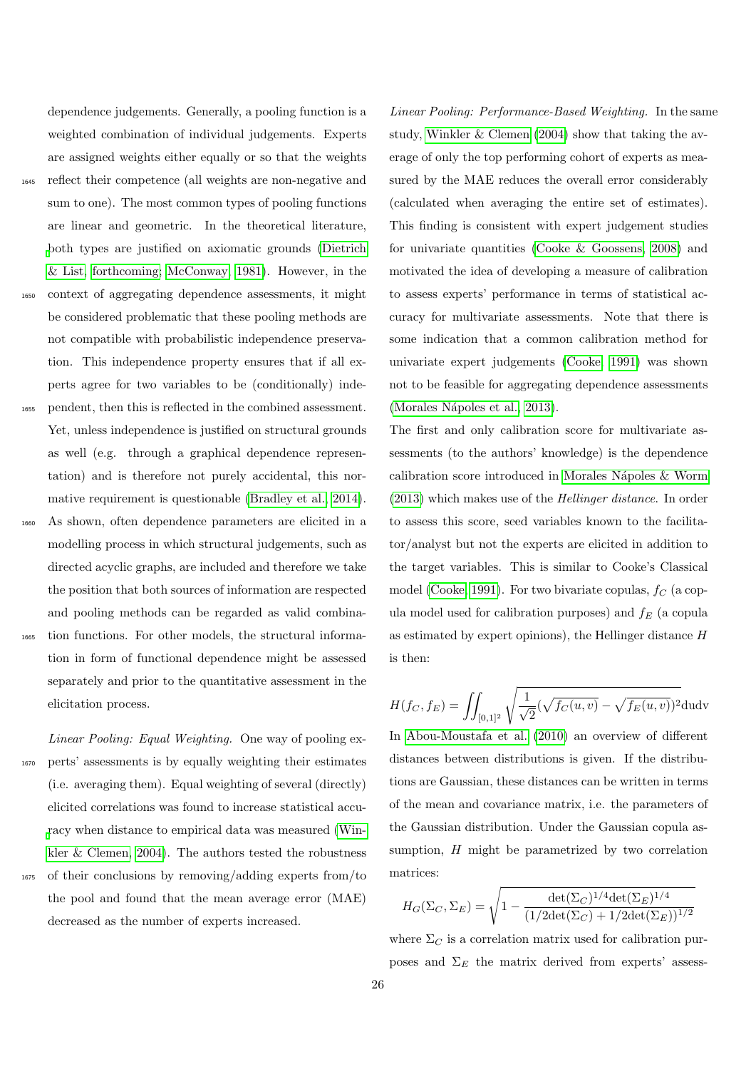dependence judgements. Generally, a pooling function is a weighted combination of individual judgements. Experts are assigned weights either equally or so that the weights reflect their competence (all weights are non-negative and sum to one). The most common types of pooling functions are linear and geometric. In the theoretical literature, both types are justified on axiomatic grounds (Dietrich & List, forthcoming; McConway, 1981). However, in the context of aggregating dependence assessments, it might be considered problematic that these pooling methods are not compatible with probabilistic independence preservation. This independence property ensures that if all experts agree for two variables to be (conditionally) independent, then this is reflected in the combined assessment. Yet, unless independence is justified on structural grounds as well (e.g. through a graphical dependence representation) and is therefore not purely accidental, this normative requirement is questionable (Bradley et al., 2014). As shown, often dependence parameters are elicited in a modelling process in which structural judgements, such as directed acyclic graphs, are included and therefore we take the position that both sources of information are respected and pooling methods can be regarded as valid combination functions. For other models, the structural information in form of functional dependence might be assessed separately and prior to the quantitative assessment in the elicitation process.

*Linear Pooling: Equal Weighting.* One way of pooling experts' assessments is by equally weighting their estimates (i.e. averaging them). Equal weighting of several (directly) elicited correlations was found to increase statistical accuracy when distance to empirical data was measured (Winkler & Clemen, 2004). The authors tested the robustness of their conclusions by removing/adding experts from/to the pool and found that the mean average error (MAE) decreased as the number of experts increased.

*Linear Pooling: Performance-Based Weighting.* In the same study, Winkler & Clemen (2004) show that taking the average of only the top performing cohort of experts as measured by the MAE reduces the overall error considerably (calculated when averaging the entire set of estimates). This finding is consistent with expert judgement studies for univariate quantities (Cooke & Goossens, 2008) and motivated the idea of developing a measure of calibration to assess experts' performance in terms of statistical accuracy for multivariate assessments. Note that there is some indication that a common calibration method for univariate expert judgements (Cooke, 1991) was shown not to be feasible for aggregating dependence assessments (Morales Nápoles et al., 2013).

The first and only calibration score for multivariate assessments (to the authors' knowledge) is the dependence calibration score introduced in Morales Nápoles & Worm (2013) which makes use of the *Hellinger distance*. In order to assess this score, seed variables known to the facilitator/analyst but not the experts are elicited in addition to the target variables. This is similar to Cooke's Classical model (Cooke, 1991). For two bivariate copulas, $f_C$ (a copula model used for calibration purposes) and $f_E$ (a copula as estimated by expert opinions), the Hellinger distance $H$ is then:

$$H(f_C, f_E) = \iint_{[0,1]^2} \sqrt{\frac{1}{\sqrt{2}}(\sqrt{f_C(u,v)} - \sqrt{f_E(u,v)})^2 \text{dudv}}$$

In Abou-Moustafa et al. (2010) an overview of different distances between distributions is given. If the distributions are Gaussian, these distances can be written in terms of the mean and covariance matrix, i.e. the parameters of the Gaussian distribution. Under the Gaussian copula assumption, $H$ might be parametrized by two correlation matrices:

$$H_G(\Sigma_C, \Sigma_E) = \sqrt{1 - \frac{\det(\Sigma_C)^{1/4}\det(\Sigma_E)^{1/4}}{(1/2\det(\Sigma_C) + 1/2\det(\Sigma_E))^{1/2}}}$$

where $\Sigma_C$ is a correlation matrix used for calibration purposes and $\Sigma_E$ the matrix derived from experts' assess-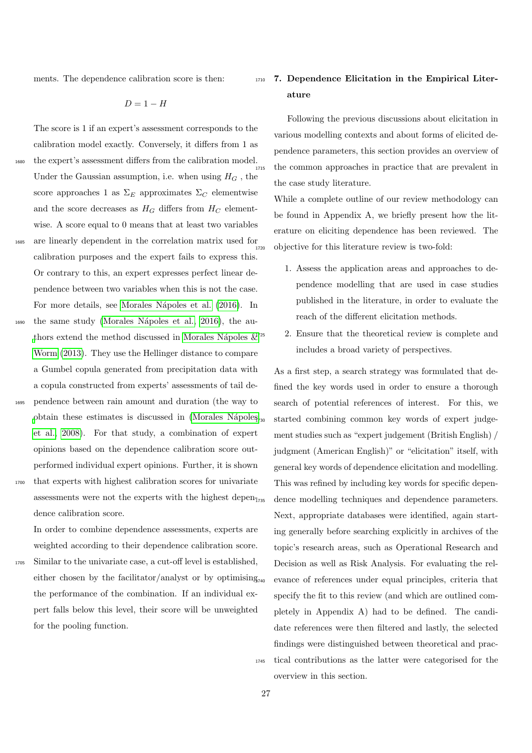ments. The dependence calibration score is then:

$$D = 1 - H$$

The score is 1 if an expert's assessment corresponds to the calibration model exactly. Conversely, it differs from 1 as the expert's assessment differs from the calibration model. Under the Gaussian assumption, i.e. when using $H_G$ , the score approaches 1 as $\Sigma_E$ approximates $\Sigma_C$ elementwise and the score decreases as $H_G$ differs from $H_C$ elementwise. A score equal to 0 means that at least two variables are linearly dependent in the correlation matrix used for calibration purposes and the expert fails to express this. Or contrary to this, an expert expresses perfect linear dependence between two variables when this is not the case. For more details, see Morales Nápoles et al. (2016). In the same study (Morales Nápoles et al., 2016), the authors extend the method discussed in Morales Nápoles & Worm (2013). They use the Hellinger distance to compare a Gumbel copula generated from precipitation data with a copula constructed from experts' assessments of tail dependence between rain amount and duration (the way to obtain these estimates is discussed in (Morales Nápoles et al., 2008). For that study, a combination of expert opinions based on the dependence calibration score outperformed individual expert opinions. Further, it is shown that experts with highest calibration scores for univariate assessments were not the experts with the highest dependence calibration score.

In order to combine dependence assessments, experts are weighted according to their dependence calibration score. Similar to the univariate case, a cut-off level is established, either chosen by the facilitator/analyst or by optimising the performance of the combination. If an individual expert falls below this level, their score will be unweighted for the pooling function.

## 7. Dependence Elicitation in the Empirical Literature

Following the previous discussions about elicitation in various modelling contexts and about forms of elicited dependence parameters, this section provides an overview of the common approaches in practice that are prevalent in the case study literature.

While a complete outline of our review methodology can be found in Appendix A, we briefly present how the literature on eliciting dependence has been reviewed. The objective for this literature review is two-fold:

1. Assess the application areas and approaches to dependence modelling that are used in case studies published in the literature, in order to evaluate the reach of the different elicitation methods.
2. Ensure that the theoretical review is complete and includes a broad variety of perspectives.

As a first step, a search strategy was formulated that defined the key words used in order to ensure a thorough search of potential references of interest. For this, we started combining common key words of expert judgement studies such as "expert judgement (British English) / judgment (American English)" or "elicitation" itself, with general key words of dependence elicitation and modelling. This was refined by including key words for specific dependence modelling techniques and dependence parameters. Next, appropriate databases were identified, again starting generally before searching explicitly in archives of the topic's research areas, such as Operational Research and Decision as well as Risk Analysis. For evaluating the relevance of references under equal principles, criteria that specify the fit to this review (and which are outlined completely in Appendix A) had to be defined. The candidate references were then filtered and lastly, the selected findings were distinguished between theoretical and practical contributions as the latter were categorised for the overview in this section.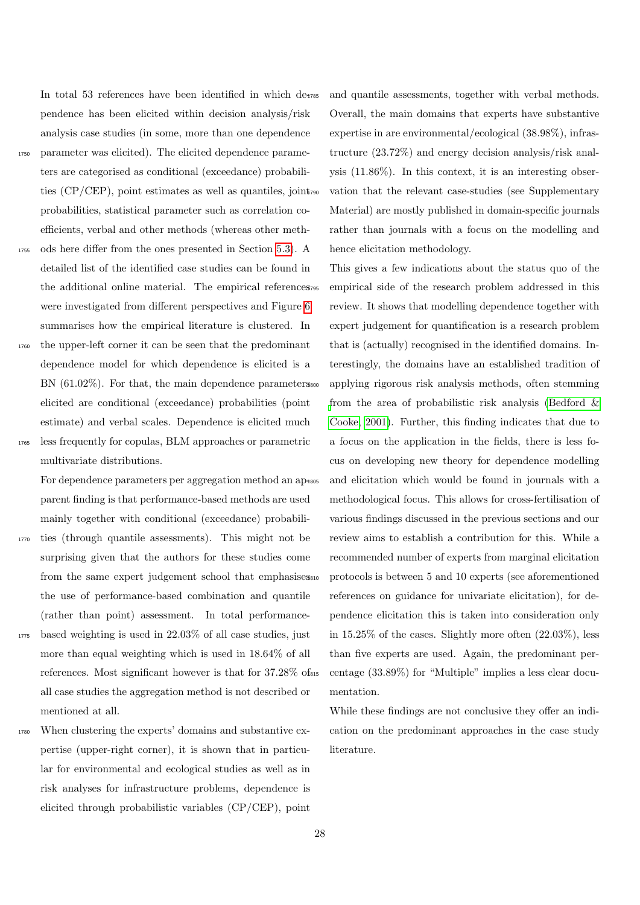In total 53 references have been identified in which dependence has been elicited within decision analysis/risk analysis case studies (in some, more than one dependence parameter was elicited). The elicited dependence parameters are categorised as conditional (exceedance) probabilities (CP/CEP), point estimates as well as quantiles, joint probabilities, statistical parameter such as correlation coefficients, verbal and other methods (whereas other methods here differ from the ones presented in Section 5.3). A detailed list of the identified case studies can be found in the additional online material. The empirical references were investigated from different perspectives and Figure 6 summarises how the empirical literature is clustered. In the upper-left corner it can be seen that the predominant dependence model for which dependence is elicited is a BN (61.02%). For that, the main dependence parameters elicited are conditional (exceedance) probabilities (point estimate) and verbal scales. Dependence is elicited much less frequently for copulas, BLM approaches or parametric multivariate distributions.

For dependence parameters per aggregation method an apparent finding is that performance-based methods are used mainly together with conditional (exceedance) probabilities (through quantile assessments). This might not be surprising given that the authors for these studies come from the same expert judgement school that emphasises the use of performance-based combination and quantile (rather than point) assessment. In total performance-based weighting is used in 22.03% of all case studies, just more than equal weighting which is used in 18.64% of all references. Most significant however is that for 37.28% of all case studies the aggregation method is not described or mentioned at all.

When clustering the experts' domains and substantive expertise (upper-right corner), it is shown that in particular for environmental and ecological studies as well as in risk analyses for infrastructure problems, dependence is elicited through probabilistic variables (CP/CEP), point and quantile assessments, together with verbal methods. Overall, the main domains that experts have substantive expertise in are environmental/ecological (38.98%), infrastructure (23.72%) and energy decision analysis/risk analysis (11.86%). In this context, it is an interesting observation that the relevant case-studies (see Supplementary Material) are mostly published in domain-specific journals rather than journals with a focus on the modelling and hence elicitation methodology.

This gives a few indications about the status quo of the empirical side of the research problem addressed in this review. It shows that modelling dependence together with expert judgement for quantification is a research problem that is (actually) recognised in the identified domains. Interestingly, the domains have an established tradition of applying rigorous risk analysis methods, often stemming from the area of probabilistic risk analysis (Bedford & Cooke, 2001). Further, this finding indicates that due to a focus on the application in the fields, there is less focus on developing new theory for dependence modelling and elicitation which would be found in journals with a methodological focus. This allows for cross-fertilisation of various findings discussed in the previous sections and our review aims to establish a contribution for this. While a recommended number of experts from marginal elicitation protocols is between 5 and 10 experts (see aforementioned references on guidance for univariate elicitation), for dependence elicitation this is taken into consideration only in 15.25% of the cases. Slightly more often (22.03%), less than five experts are used. Again, the predominant percentage (33.89%) for "Multiple" implies a less clear documentation.

While these findings are not conclusive they offer an indication on the predominant approaches in the case study literature.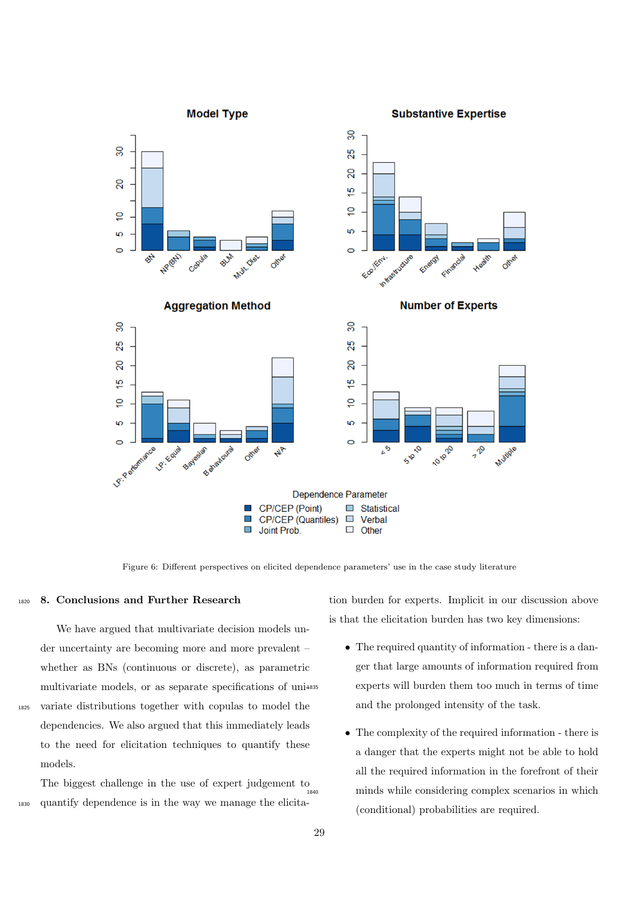Figure 6: Different perspectives on elicited dependence parameters' use in the case study literature

## 8. Conclusions and Further Research

We have argued that multivariate decision models under uncertainty are becoming more and more prevalent – whether as BNs (continuous or discrete), as parametric multivariate models, or as separate specifications of univariate distributions together with copulas to model the dependencies. We also argued that this immediately leads to the need for elicitation techniques to quantify these models.

The biggest challenge in the use of expert judgement to quantify dependence is in the way we manage the elicitation burden for experts. Implicit in our discussion above is that the elicitation burden has two key dimensions:

- The required quantity of information - there is a danger that large amounts of information required from experts will burden them too much in terms of time and the prolonged intensity of the task.
- The complexity of the required information - there is a danger that the experts might not be able to hold all the required information in the forefront of their minds while considering complex scenarios in which (conditional) probabilities are required.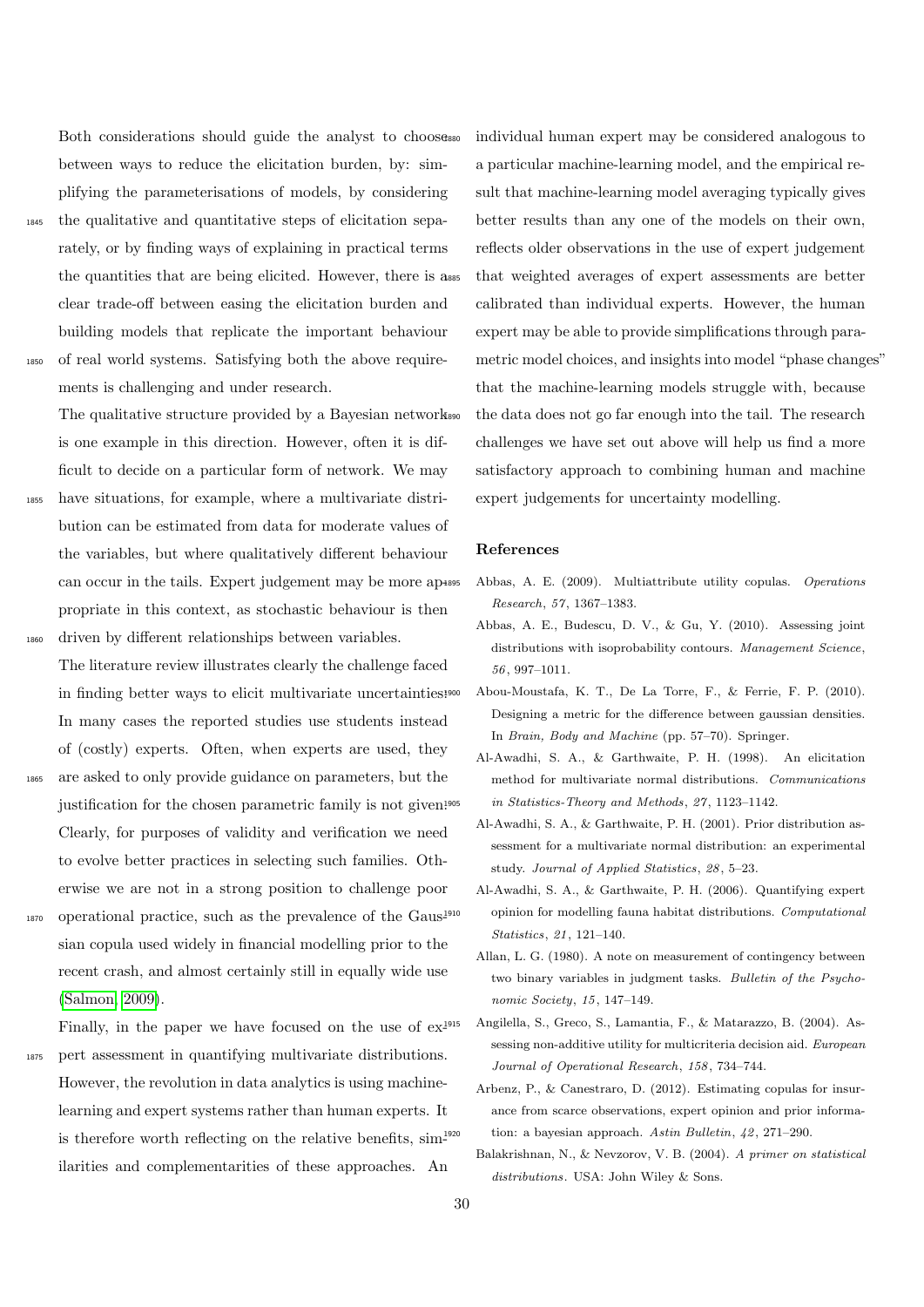Both considerations should guide the analyst to choose between ways to reduce the elicitation burden, by: simplifying the parameterisations of models, by considering the qualitative and quantitative steps of elicitation separately, or by finding ways of explaining in practical terms the quantities that are being elicited. However, there is a clear trade-off between easing the elicitation burden and building models that replicate the important behaviour of real world systems. Satisfying both the above requirements is challenging and under research.

The qualitative structure provided by a Bayesian network is one example in this direction. However, often it is difficult to decide on a particular form of network. We may have situations, for example, where a multivariate distribution can be estimated from data for moderate values of the variables, but where qualitatively different behaviour can occur in the tails. Expert judgement may be more appropriate in this context, as stochastic behaviour is then driven by different relationships between variables.

The literature review illustrates clearly the challenge faced in finding better ways to elicit multivariate uncertainties. In many cases the reported studies use students instead of (costly) experts. Often, when experts are used, they are asked to only provide guidance on parameters, but the justification for the chosen parametric family is not given. Clearly, for purposes of validity and verification we need to evolve better practices in selecting such families. Otherwise we are not in a strong position to challenge poor operational practice, such as the prevalence of the Gaussian copula used widely in financial modelling prior to the recent crash, and almost certainly still in equally wide use (Salmon, 2009).

Finally, in the paper we have focused on the use of expert assessment in quantifying multivariate distributions. However, the revolution in data analytics is using machine-learning and expert systems rather than human experts. It is therefore worth reflecting on the relative benefits, similarities and complementarities of these approaches. An individual human expert may be considered analogous to a particular machine-learning model, and the empirical result that machine-learning model averaging typically gives better results than any one of the models on their own, reflects older observations in the use of expert judgement that weighted averages of expert assessments are better calibrated than individual experts. However, the human expert may be able to provide simplifications through parametric model choices, and insights into model "phase changes" that the machine-learning models struggle with, because the data does not go far enough into the tail. The research challenges we have set out above will help us find a more satisfactory approach to combining human and machine expert judgements for uncertainty modelling.

## References

Abbas, A. E. (2009). Multiattribute utility copulas. *Operations Research*, *57*, 1367–1383.

Abbas, A. E., Budescu, D. V., & Gu, Y. (2010). Assessing joint distributions with isoprobability contours. *Management Science*, *56*, 997–1011.

Abou-Moustafa, K. T., De La Torre, F., & Ferrie, F. P. (2010). Designing a metric for the difference between gaussian densities. In *Brain, Body and Machine* (pp. 57–70). Springer.

Al-Awadhi, S. A., & Garthwaite, P. H. (1998). An elicitation method for multivariate normal distributions. *Communications in Statistics-Theory and Methods*, *27*, 1123–1142.

Al-Awadhi, S. A., & Garthwaite, P. H. (2001). Prior distribution assessment for a multivariate normal distribution: an experimental study. *Journal of Applied Statistics*, *28*, 5–23.

Al-Awadhi, S. A., & Garthwaite, P. H. (2006). Quantifying expert opinion for modelling fauna habitat distributions. *Computational Statistics*, *21*, 121–140.

Allan, L. G. (1980). A note on measurement of contingency between two binary variables in judgment tasks. *Bulletin of the Psychonomic Society*, *15*, 147–149.

Angilella, S., Greco, S., Lamantia, F., & Matarazzo, B. (2004). Assessing non-additive utility for multicriteria decision aid. *European Journal of Operational Research*, *158*, 734–744.

Arbenz, P., & Canestraro, D. (2012). Estimating copulas for insurance from scarce observations, expert opinion and prior information: a bayesian approach. *Astin Bulletin*, *42*, 271–290.

Balakrishnan, N., & Nevzorov, V. B. (2004). *A primer on statistical distributions*. USA: John Wiley & Sons.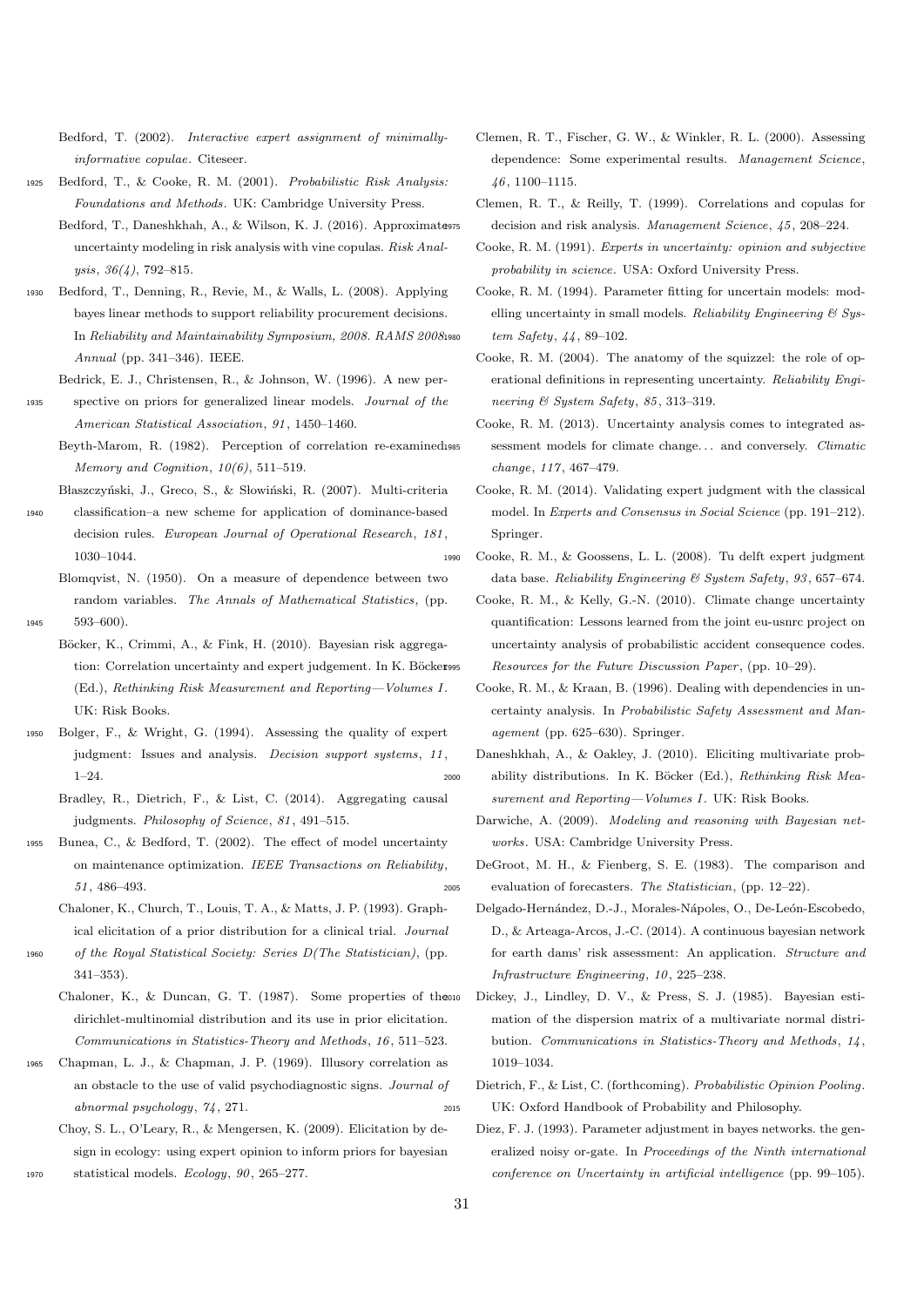Bedford, T. (2002). *Interactive expert assignment of minimally-informative copulae*. Citeseer.

Bedford, T., & Cooke, R. M. (2001). *Probabilistic Risk Analysis: Foundations and Methods*. UK: Cambridge University Press.

Bedford, T., Daneshkhah, A., & Wilson, K. J. (2016). Approximate uncertainty modeling in risk analysis with vine copulas. *Risk Analysis*, *36(4)*, 792–815.

Bedford, T., Denning, R., Revie, M., & Walls, L. (2008). Applying bayes linear methods to support reliability procurement decisions. In *Reliability and Maintainability Symposium, 2008. RAMS 2008 Annual* (pp. 341–346). IEEE.

Bedrick, E. J., Christensen, R., & Johnson, W. (1996). A new perspective on priors for generalized linear models. *Journal of the American Statistical Association*, *91*, 1450–1460.

Beyth-Marom, R. (1982). Perception of correlation re-examined. *Memory and Cognition*, *10(6)*, 511–519.

Błaszczyński, J., Greco, S., & Słowiński, R. (2007). Multi-criteria classification–a new scheme for application of dominance-based decision rules. *European Journal of Operational Research*, *181*, 1030–1044.

Blomqvist, N. (1950). On a measure of dependence between two random variables. *The Annals of Mathematical Statistics*, (pp. 593–600).

Böcker, K., Crimmi, A., & Fink, H. (2010). Bayesian risk aggregation: Correlation uncertainty and expert judgement. In K. Böcker (Ed.), *Rethinking Risk Measurement and Reporting—Volumes I*. UK: Risk Books.

Bolger, F., & Wright, G. (1994). Assessing the quality of expert judgment: Issues and analysis. *Decision support systems*, *11*, 1–24.

Bradley, R., Dietrich, F., & List, C. (2014). Aggregating causal judgments. *Philosophy of Science*, *81*, 491–515.

Bunea, C., & Bedford, T. (2002). The effect of model uncertainty on maintenance optimization. *IEEE Transactions on Reliability*, *51*, 486–493.

Chaloner, K., Church, T., Louis, T. A., & Matts, J. P. (1993). Graphical elicitation of a prior distribution for a clinical trial. *Journal of the Royal Statistical Society: Series D(The Statistician)*, (pp. 341–353).

Chaloner, K., & Duncan, G. T. (1987). Some properties of the dirichlet-multinomial distribution and its use in prior elicitation. *Communications in Statistics-Theory and Methods*, *16*, 511–523.

Chapman, L. J., & Chapman, J. P. (1969). Illusory correlation as an obstacle to the use of valid psychodiagnostic signs. *Journal of abnormal psychology*, *74*, 271.

Choy, S. L., O'Leary, R., & Mengersen, K. (2009). Elicitation by design in ecology: using expert opinion to inform priors for bayesian statistical models. *Ecology*, *90*, 265–277.

Clemen, R. T., Fischer, G. W., & Winkler, R. L. (2000). Assessing dependence: Some experimental results. *Management Science*, *46*, 1100–1115.

Clemen, R. T., & Reilly, T. (1999). Correlations and copulas for decision and risk analysis. *Management Science*, *45*, 208–224.

Cooke, R. M. (1991). *Experts in uncertainty: opinion and subjective probability in science*. USA: Oxford University Press.

Cooke, R. M. (1994). Parameter fitting for uncertain models: modelling uncertainty in small models. *Reliability Engineering & System Safety*, *44*, 89–102.

Cooke, R. M. (2004). The anatomy of the squizzel: the role of operational definitions in representing uncertainty. *Reliability Engineering & System Safety*, *85*, 313–319.

Cooke, R. M. (2013). Uncertainty analysis comes to integrated assessment models for climate change... and conversely. *Climatic change*, *117*, 467–479.

Cooke, R. M. (2014). Validating expert judgment with the classical model. In *Experts and Consensus in Social Science* (pp. 191–212). Springer.

Cooke, R. M., & Goossens, L. L. (2008). Tu delft expert judgment data base. *Reliability Engineering & System Safety*, *93*, 657–674.

Cooke, R. M., & Kelly, G.-N. (2010). Climate change uncertainty quantification: Lessons learned from the joint eu-usnrc project on uncertainty analysis of probabilistic accident consequence codes. *Resources for the Future Discussion Paper*, (pp. 10–29).

Cooke, R. M., & Kraan, B. (1996). Dealing with dependencies in uncertainty analysis. In *Probabilistic Safety Assessment and Management* (pp. 625–630). Springer.

Daneshkhah, A., & Oakley, J. (2010). Eliciting multivariate probability distributions. In K. Böcker (Ed.), *Rethinking Risk Measurement and Reporting—Volumes I*. UK: Risk Books.

Darwiche, A. (2009). *Modeling and reasoning with Bayesian networks*. USA: Cambridge University Press.

DeGroot, M. H., & Fienberg, S. E. (1983). The comparison and evaluation of forecasters. *The Statistician*, (pp. 12–22).

Delgado-Hernández, D.-J., Morales-Nápoles, O., De-León-Escobedo, D., & Arteaga-Arcos, J.-C. (2014). A continuous bayesian network for earth dams' risk assessment: An application. *Structure and Infrastructure Engineering*, *10*, 225–238.

Dickey, J., Lindley, D. V., & Press, S. J. (1985). Bayesian estimation of the dispersion matrix of a multivariate normal distribution. *Communications in Statistics-Theory and Methods*, *14*, 1019–1034.

Dietrich, F., & List, C. (forthcoming). *Probabilistic Opinion Pooling*. UK: Oxford Handbook of Probability and Philosophy.

Diez, F. J. (1993). Parameter adjustment in bayes networks. the generalized noisy or-gate. In *Proceedings of the Ninth international conference on Uncertainty in artificial intelligence* (pp. 99–105).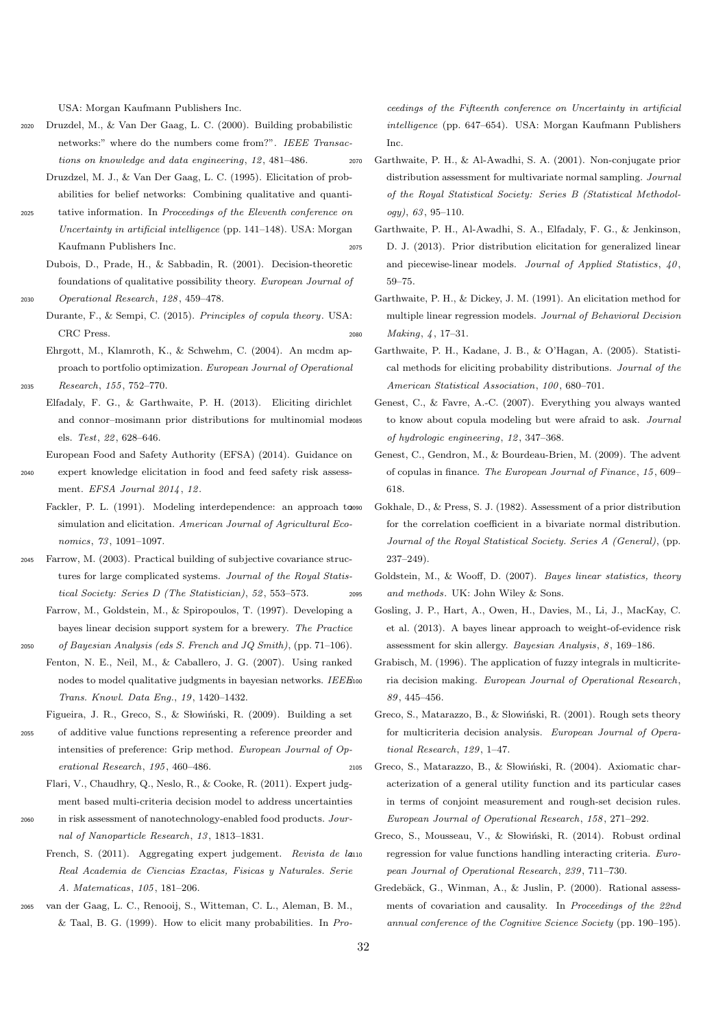USA: Morgan Kaufmann Publishers Inc.

Druzdel, M., & Van Der Gaag, L. C. (2000). Building probabilistic networks:" where do the numbers come from?". *IEEE Transactions on knowledge and data engineering*, *12*, 481–486.

Druzdzel, M. J., & Van Der Gaag, L. C. (1995). Elicitation of probabilities for belief networks: Combining qualitative and quantitative information. In *Proceedings of the Eleventh conference on Uncertainty in artificial intelligence* (pp. 141–148). USA: Morgan Kaufmann Publishers Inc.

Dubois, D., Prade, H., & Sabbadin, R. (2001). Decision-theoretic foundations of qualitative possibility theory. *European Journal of Operational Research*, *128*, 459–478.

Durante, F., & Sempi, C. (2015). *Principles of copula theory*. USA: CRC Press.

Ehrgott, M., Klamroth, K., & Schwehm, C. (2004). An mcdm approach to portfolio optimization. *European Journal of Operational Research*, *155*, 752–770.

Elfadaly, F. G., & Garthwaite, P. H. (2013). Eliciting dirichlet and connor–mosimann prior distributions for multinomial models. *Test*, *22*, 628–646.

European Food and Safety Authority (EFSA) (2014). Guidance on expert knowledge elicitation in food and feed safety risk assessment. *EFSA Journal 2014*, *12*.

Fackler, P. L. (1991). Modeling interdependence: an approach to simulation and elicitation. *American Journal of Agricultural Economics*, *73*, 1091–1097.

Farrow, M. (2003). Practical building of subjective covariance structures for large complicated systems. *Journal of the Royal Statistical Society: Series D (The Statistician)*, *52*, 553–573.

Farrow, M., Goldstein, M., & Spiropoulos, T. (1997). Developing a bayes linear decision support system for a brewery. *The Practice of Bayesian Analysis (eds S. French and JQ Smith)*, (pp. 71–106).

Fenton, N. E., Neil, M., & Caballero, J. G. (2007). Using ranked nodes to model qualitative judgments in bayesian networks. *IEEE Trans. Knowl. Data Eng.*, *19*, 1420–1432.

Figueira, J. R., Greco, S., & Słowiński, R. (2009). Building a set of additive value functions representing a reference preorder and intensities of preference: Grip method. *European Journal of Operational Research*, *195*, 460–486.

Flari, V., Chaudhry, Q., Neslo, R., & Cooke, R. (2011). Expert judgment based multi-criteria decision model to address uncertainties in risk assessment of nanotechnology-enabled food products. *Journal of Nanoparticle Research*, *13*, 1813–1831.

French, S. (2011). Aggregating expert judgement. *Revista de la Real Academia de Ciencias Exactas, Fisicas y Naturales. Serie A. Matematicas*, *105*, 181–206.

van der Gaag, L. C., Renooij, S., Witteman, C. L., Aleman, B. M., & Taal, B. G. (1999). How to elicit many probabilities. In *Proceedings of the Fifteenth conference on Uncertainty in artificial intelligence* (pp. 647–654). USA: Morgan Kaufmann Publishers Inc.

Garthwaite, P. H., & Al-Awadhi, S. A. (2001). Non-conjugate prior distribution assessment for multivariate normal sampling. *Journal of the Royal Statistical Society: Series B (Statistical Methodology)*, *63*, 95–110.

Garthwaite, P. H., Al-Awadhi, S. A., Elfadaly, F. G., & Jenkinson, D. J. (2013). Prior distribution elicitation for generalized linear and piecewise-linear models. *Journal of Applied Statistics*, *40*, 59–75.

Garthwaite, P. H., & Dickey, J. M. (1991). An elicitation method for multiple linear regression models. *Journal of Behavioral Decision Making*, *4*, 17–31.

Garthwaite, P. H., Kadane, J. B., & O'Hagan, A. (2005). Statistical methods for eliciting probability distributions. *Journal of the American Statistical Association*, *100*, 680–701.

Genest, C., & Favre, A.-C. (2007). Everything you always wanted to know about copula modeling but were afraid to ask. *Journal of hydrologic engineering*, *12*, 347–368.

Genest, C., Gendron, M., & Bourdeau-Brien, M. (2009). The advent of copulas in finance. *The European Journal of Finance*, *15*, 609–618.

Gokhale, D., & Press, S. J. (1982). Assessment of a prior distribution for the correlation coefficient in a bivariate normal distribution. *Journal of the Royal Statistical Society. Series A (General)*, (pp. 237–249).

Goldstein, M., & Wooff, D. (2007). *Bayes linear statistics, theory and methods*. UK: John Wiley & Sons.

Gosling, J. P., Hart, A., Owen, H., Davies, M., Li, J., MacKay, C. et al. (2013). A bayes linear approach to weight-of-evidence risk assessment for skin allergy. *Bayesian Analysis*, *8*, 169–186.

Grabisch, M. (1996). The application of fuzzy integrals in multicriteria decision making. *European Journal of Operational Research*, *89*, 445–456.

Greco, S., Matarazzo, B., & Słowiński, R. (2001). Rough sets theory for multicriteria decision analysis. *European Journal of Operational Research*, *129*, 1–47.

Greco, S., Matarazzo, B., & Słowiński, R. (2004). Axiomatic characterization of a general utility function and its particular cases in terms of conjoint measurement and rough-set decision rules. *European Journal of Operational Research*, *158*, 271–292.

Greco, S., Mousseau, V., & Słowiński, R. (2014). Robust ordinal regression for value functions handling interacting criteria. *European Journal of Operational Research*, *239*, 711–730.

Gredebäck, G., Winman, A., & Juslin, P. (2000). Rational assessments of covariation and causality. In *Proceedings of the 22nd annual conference of the Cognitive Science Society* (pp. 190–195).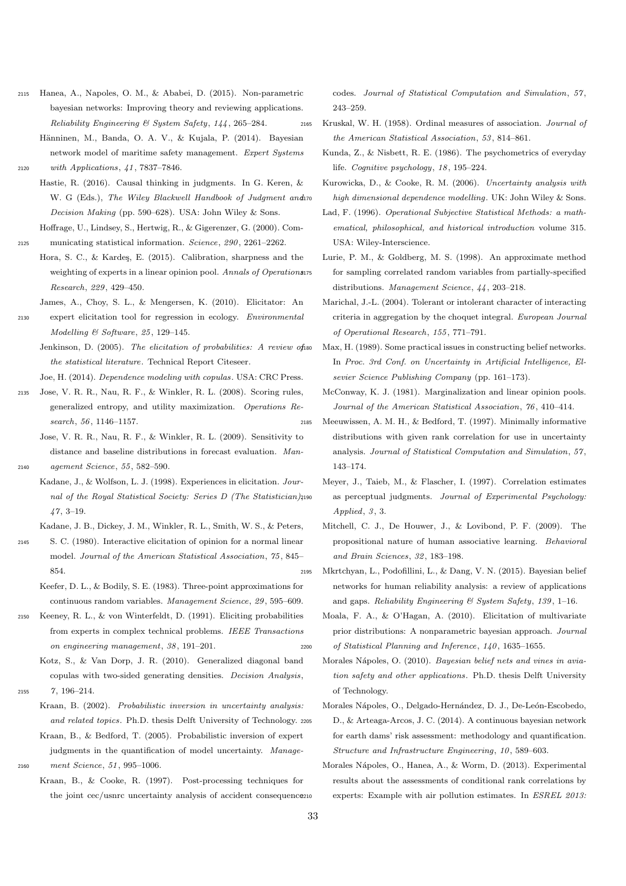Hanea, A., Napoles, O. M., & Ababei, D. (2015). Non-parametric bayesian networks: Improving theory and reviewing applications. *Reliability Engineering & System Safety*, *144*, 265–284.

Hänninen, M., Banda, O. A. V., & Kujala, P. (2014). Bayesian network model of maritime safety management. *Expert Systems with Applications*, *41*, 7837–7846.

Hastie, R. (2016). Causal thinking in judgments. In G. Keren, & W. G (Eds.), *The Wiley Blackwell Handbook of Judgment and Decision Making* (pp. 590–628). USA: John Wiley & Sons.

Hoffrage, U., Lindsey, S., Hertwig, R., & Gigerenzer, G. (2000). Communicating statistical information. *Science*, *290*, 2261–2262.

Hora, S. C., & Kardeş, E. (2015). Calibration, sharpness and the weighting of experts in a linear opinion pool. *Annals of Operations Research*, *229*, 429–450.

James, A., Choy, S. L., & Mengersen, K. (2010). Elicitator: An expert elicitation tool for regression in ecology. *Environmental Modelling & Software*, *25*, 129–145.

Jenkinson, D. (2005). *The elicitation of probabilities: A review of the statistical literature*. Technical Report Citeseer.

Joe, H. (2014). *Dependence modeling with copulas*. USA: CRC Press.

Jose, V. R. R., Nau, R. F., & Winkler, R. L. (2008). Scoring rules, generalized entropy, and utility maximization. *Operations Research*, *56*, 1146–1157.

Jose, V. R. R., Nau, R. F., & Winkler, R. L. (2009). Sensitivity to distance and baseline distributions in forecast evaluation. *Management Science*, *55*, 582–590.

Kadane, J., & Wolfson, L. J. (1998). Experiences in elicitation. *Journal of the Royal Statistical Society: Series D (The Statistician)*, *47*, 3–19.

Kadane, J. B., Dickey, J. M., Winkler, R. L., Smith, W. S., & Peters, S. C. (1980). Interactive elicitation of opinion for a normal linear model. *Journal of the American Statistical Association*, *75*, 845–854.

Keefer, D. L., & Bodily, S. E. (1983). Three-point approximations for continuous random variables. *Management Science*, *29*, 595–609.

Keeney, R. L., & von Winterfeldt, D. (1991). Eliciting probabilities from experts in complex technical problems. *IEEE Transactions on engineering management*, *38*, 191–201.

Kotz, S., & Van Dorp, J. R. (2010). Generalized diagonal band copulas with two-sided generating densities. *Decision Analysis*, *7*, 196–214.

Kraan, B. (2002). *Probabilistic inversion in uncertainty analysis: and related topics*. Ph.D. thesis Delft University of Technology.

Kraan, B., & Bedford, T. (2005). Probabilistic inversion of expert judgments in the quantification of model uncertainty. *Management Science*, *51*, 995–1006.

Kraan, B., & Cooke, R. (1997). Post-processing techniques for the joint cec/usnrc uncertainty analysis of accident consequence codes. *Journal of Statistical Computation and Simulation*, *57*, 243–259.

Kruskal, W. H. (1958). Ordinal measures of association. *Journal of the American Statistical Association*, *53*, 814–861.

Kunda, Z., & Nisbett, R. E. (1986). The psychometrics of everyday life. *Cognitive psychology*, *18*, 195–224.

Kurowicka, D., & Cooke, R. M. (2006). *Uncertainty analysis with high dimensional dependence modelling*. UK: John Wiley & Sons.

Lad, F. (1996). *Operational Subjective Statistical Methods: a mathematical, philosophical, and historical introduction* volume 315. USA: Wiley-Interscience.

Lurie, P. M., & Goldberg, M. S. (1998). An approximate method for sampling correlated random variables from partially-specified distributions. *Management Science*, *44*, 203–218.

Marichal, J.-L. (2004). Tolerant or intolerant character of interacting criteria in aggregation by the choquet integral. *European Journal of Operational Research*, *155*, 771–791.

Max, H. (1989). Some practical issues in constructing belief networks. In *Proc. 3rd Conf. on Uncertainty in Artificial Intelligence, Elsevier Science Publishing Company* (pp. 161–173).

McConway, K. J. (1981). Marginalization and linear opinion pools. *Journal of the American Statistical Association*, *76*, 410–414.

Meeuwissen, A. M. H., & Bedford, T. (1997). Minimally informative distributions with given rank correlation for use in uncertainty analysis. *Journal of Statistical Computation and Simulation*, *57*, 143–174.

Meyer, J., Taieb, M., & Flascher, I. (1997). Correlation estimates as perceptual judgments. *Journal of Experimental Psychology: Applied*, *3*, 3.

Mitchell, C. J., De Houwer, J., & Lovibond, P. F. (2009). The propositional nature of human associative learning. *Behavioral and Brain Sciences*, *32*, 183–198.

Mkrtchyan, L., Podofillini, L., & Dang, V. N. (2015). Bayesian belief networks for human reliability analysis: a review of applications and gaps. *Reliability Engineering & System Safety*, *139*, 1–16.

Moala, F. A., & O'Hagan, A. (2010). Elicitation of multivariate prior distributions: A nonparametric bayesian approach. *Journal of Statistical Planning and Inference*, *140*, 1635–1655.

Morales Nápoles, O. (2010). *Bayesian belief nets and vines in aviation safety and other applications*. Ph.D. thesis Delft University of Technology.

Morales Nápoles, O., Delgado-Hernández, D. J., De-León-Escobedo, D., & Arteaga-Arcos, J. C. (2014). A continuous bayesian network for earth dams' risk assessment: methodology and quantification. *Structure and Infrastructure Engineering*, *10*, 589–603.

Morales Nápoles, O., Hanea, A., & Worm, D. (2013). Experimental results about the assessments of conditional rank correlations by experts: Example with air pollution estimates. In *ESREL 2013:*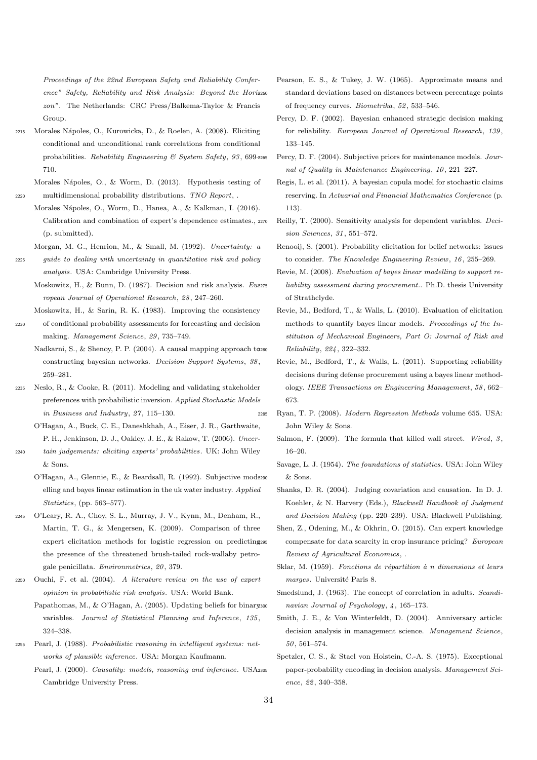*Proceedings of the 22nd European Safety and Reliability Conference" Safety, Reliability and Risk Analysis: Beyond the Horizon"*. The Netherlands: CRC Press/Balkema-Taylor & Francis Group.

Morales Nápoles, O., Kurowicka, D., & Roelen, A. (2008). Eliciting conditional and unconditional rank correlations from conditional probabilities. *Reliability Engineering & System Safety*, *93*, 699–710.

Morales Nápoles, O., & Worm, D. (2013). Hypothesis testing of multidimensional probability distributions. *TNO Report*, .

Morales Nápoles, O., Worm, D., Hanea, A., & Kalkman, I. (2016). Calibration and combination of expert's dependence estimates., (p. submitted).

Morgan, M. G., Henrion, M., & Small, M. (1992). *Uncertainty: a guide to dealing with uncertainty in quantitative risk and policy analysis*. USA: Cambridge University Press.

Moskowitz, H., & Bunn, D. (1987). Decision and risk analysis. *European Journal of Operational Research*, *28*, 247–260.

Moskowitz, H., & Sarin, R. K. (1983). Improving the consistency of conditional probability assessments for forecasting and decision making. *Management Science*, *29*, 735–749.

Nadkarni, S., & Shenoy, P. P. (2004). A causal mapping approach to constructing bayesian networks. *Decision Support Systems*, *38*, 259–281.

Neslo, R., & Cooke, R. (2011). Modeling and validating stakeholder preferences with probabilistic inversion. *Applied Stochastic Models in Business and Industry*, *27*, 115–130.

O'Hagan, A., Buck, C. E., Daneshkhah, A., Eiser, J. R., Garthwaite, P. H., Jenkinson, D. J., Oakley, J. E., & Rakow, T. (2006). *Uncertain judgements: eliciting experts' probabilities*. UK: John Wiley & Sons.

O'Hagan, A., Glennie, E., & Beardsall, R. (1992). Subjective modelling and bayes linear estimation in the uk water industry. *Applied Statistics*, (pp. 563–577).

O'Leary, R. A., Choy, S. L., Murray, J. V., Kynn, M., Denham, R., Martin, T. G., & Mengersen, K. (2009). Comparison of three expert elicitation methods for logistic regression on predicting the presence of the threatened brush-tailed rock-wallaby petrogale penicillata. *Environmetrics*, *20*, 379.

Ouchi, F. et al. (2004). *A literature review on the use of expert opinion in probabilistic risk analysis*. USA: World Bank.

Papathomas, M., & O'Hagan, A. (2005). Updating beliefs for binary variables. *Journal of Statistical Planning and Inference*, *135*, 324–338.

Pearl, J. (1988). *Probabilistic reasoning in intelligent systems: networks of plausible inference*. USA: Morgan Kaufmann.

Pearl, J. (2000). *Causality: models, reasoning and inference*. USA: Cambridge University Press.

Pearson, E. S., & Tukey, J. W. (1965). Approximate means and standard deviations based on distances between percentage points of frequency curves. *Biometrika*, *52*, 533–546.

Percy, D. F. (2002). Bayesian enhanced strategic decision making for reliability. *European Journal of Operational Research*, *139*, 133–145.

Percy, D. F. (2004). Subjective priors for maintenance models. *Journal of Quality in Maintenance Engineering*, *10*, 221–227.

Regis, L. et al. (2011). A bayesian copula model for stochastic claims reserving. In *Actuarial and Financial Mathematics Conference* (p. 113).

Reilly, T. (2000). Sensitivity analysis for dependent variables. *Decision Sciences*, *31*, 551–572.

Renooij, S. (2001). Probability elicitation for belief networks: issues to consider. *The Knowledge Engineering Review*, *16*, 255–269.

Revie, M. (2008). *Evaluation of bayes linear modelling to support reliability assessment during procurement.*. Ph.D. thesis University of Strathclyde.

Revie, M., Bedford, T., & Walls, L. (2010). Evaluation of elicitation methods to quantify bayes linear models. *Proceedings of the Institution of Mechanical Engineers, Part O: Journal of Risk and Reliability*, *224*, 322–332.

Revie, M., Bedford, T., & Walls, L. (2011). Supporting reliability decisions during defense procurement using a bayes linear methodology. *IEEE Transactions on Engineering Management*, *58*, 662–673.

Ryan, T. P. (2008). *Modern Regression Methods* volume 655. USA: John Wiley & Sons.

Salmon, F. (2009). The formula that killed wall street. *Wired*, *3*, 16–20.

Savage, L. J. (1954). *The foundations of statistics*. USA: John Wiley & Sons.

Shanks, D. R. (2004). Judging covariation and causation. In D. J. Koehler, & N. Harvery (Eds.), *Blackwell Handbook of Judgment and Decision Making* (pp. 220–239). USA: Blackwell Publishing.

Shen, Z., Odening, M., & Okhrin, O. (2015). Can expert knowledge compensate for data scarcity in crop insurance pricing? *European Review of Agricultural Economics*, .

Sklar, M. (1959). *Fonctions de répartition à n dimensions et leurs marges*. Université Paris 8.

Smedslund, J. (1963). The concept of correlation in adults. *Scandinavian Journal of Psychology*, *4*, 165–173.

Smith, J. E., & Von Winterfeldt, D. (2004). Anniversary article: decision analysis in management science. *Management Science*, *50*, 561–574.

Spetzler, C. S., & Stael von Holstein, C.-A. S. (1975). Exceptional paper-probability encoding in decision analysis. *Management Science*, *22*, 340–358.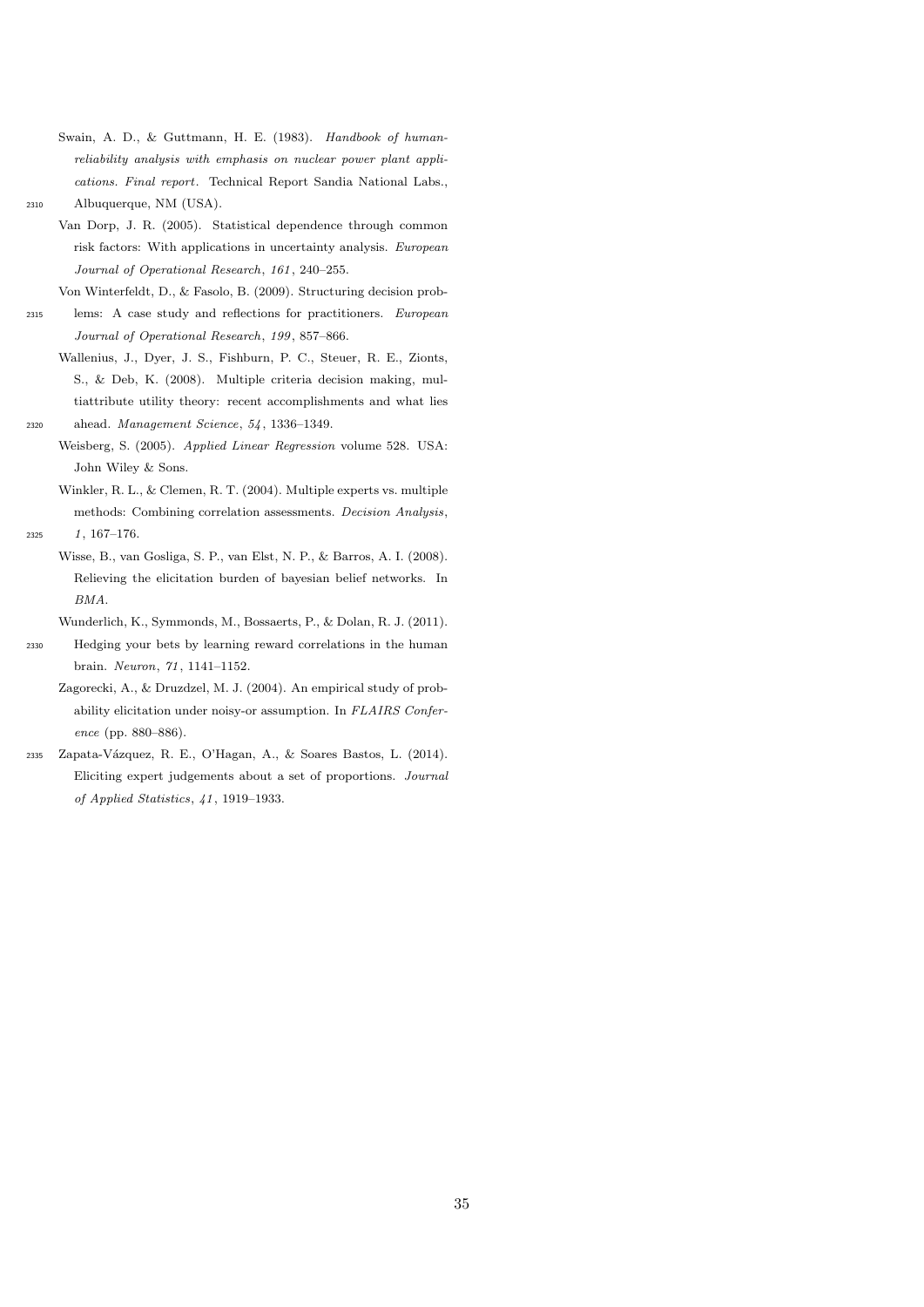Swain, A. D., & Guttmann, H. E. (1983). *Handbook of human-reliability analysis with emphasis on nuclear power plant applications. Final report*. Technical Report Sandia National Labs., Albuquerque, NM (USA).

Van Dorp, J. R. (2005). Statistical dependence through common risk factors: With applications in uncertainty analysis. *European Journal of Operational Research*, *161*, 240–255.

Von Winterfeldt, D., & Fasolo, B. (2009). Structuring decision problems: A case study and reflections for practitioners. *European Journal of Operational Research*, *199*, 857–866.

Wallenius, J., Dyer, J. S., Fishburn, P. C., Steuer, R. E., Zionts, S., & Deb, K. (2008). Multiple criteria decision making, multiattribute utility theory: recent accomplishments and what lies ahead. *Management Science*, *54*, 1336–1349.

Weisberg, S. (2005). *Applied Linear Regression* volume 528. USA: John Wiley & Sons.

Winkler, R. L., & Clemen, R. T. (2004). Multiple experts vs. multiple methods: Combining correlation assessments. *Decision Analysis*, *1*, 167–176.

Wisse, B., van Gosliga, S. P., van Elst, N. P., & Barros, A. I. (2008). Relieving the elicitation burden of bayesian belief networks. In *BMA*.

Wunderlich, K., Symmonds, M., Bossaerts, P., & Dolan, R. J. (2011). Hedging your bets by learning reward correlations in the human brain. *Neuron*, *71*, 1141–1152.

Zagorecki, A., & Druzdzel, M. J. (2004). An empirical study of probability elicitation under noisy-or assumption. In *FLAIRS Conference* (pp. 880–886).

Zapata-Vázquez, R. E., O'Hagan, A., & Soares Bastos, L. (2014). Eliciting expert judgements about a set of proportions. *Journal of Applied Statistics*, *41*, 1919–1933.